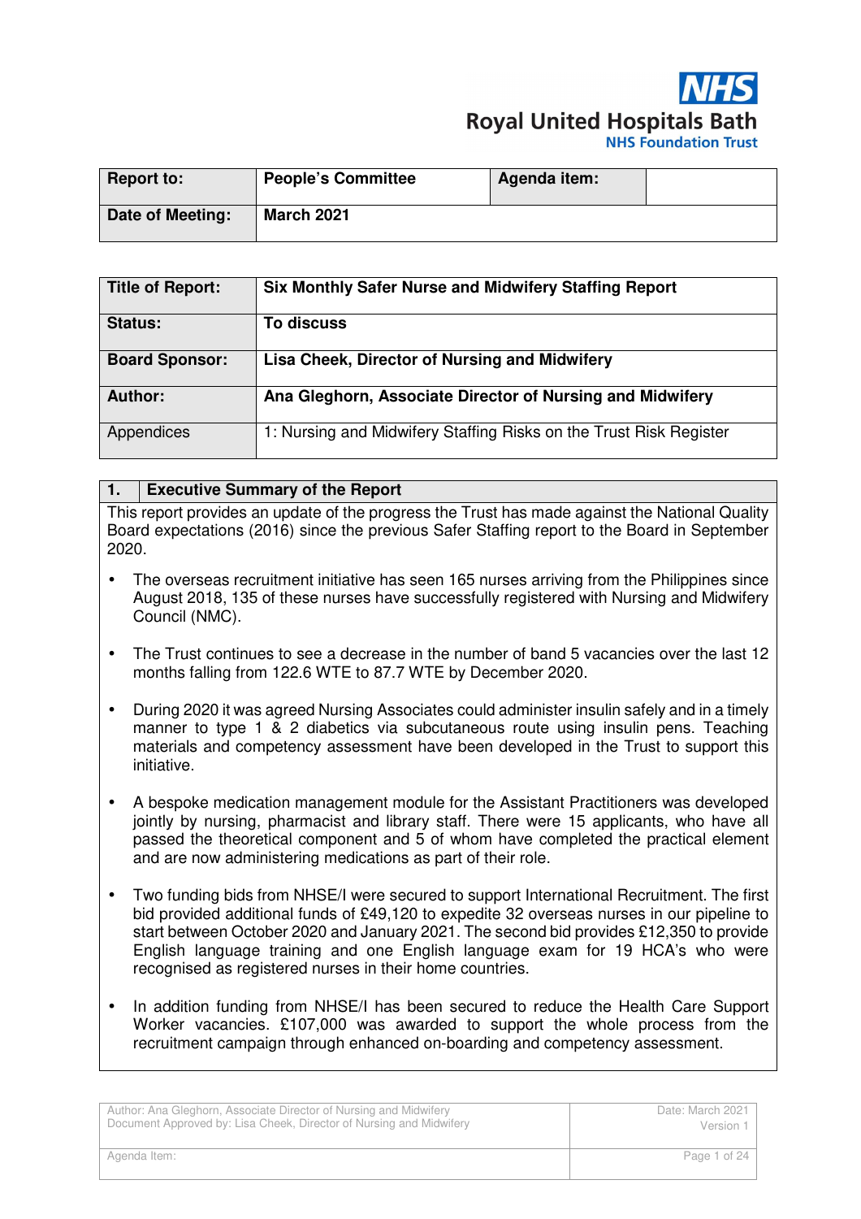**Royal United Hospitals Bath**
**NHS Foundation Trust**

| **Report to:** | **People's Committee** | **Agenda item:** | |
|---|---|---|---|
| **Date of Meeting:** | **March 2021** | | |

| **Title of Report:** | **Six Monthly Safer Nurse and Midwifery Staffing Report** |
|---|---|
| **Status:** | **To discuss** |
| **Board Sponsor:** | **Lisa Cheek, Director of Nursing and Midwifery** |
| **Author:** | **Ana Gleghorn, Associate Director of Nursing and Midwifery** |
| Appendices | 1: Nursing and Midwifery Staffing Risks on the Trust Risk Register |

## 1. Executive Summary of the Report

This report provides an update of the progress the Trust has made against the National Quality Board expectations (2016) since the previous Safer Staffing report to the Board in September 2020.

- The overseas recruitment initiative has seen 165 nurses arriving from the Philippines since August 2018, 135 of these nurses have successfully registered with Nursing and Midwifery Council (NMC).
- The Trust continues to see a decrease in the number of band 5 vacancies over the last 12 months falling from 122.6 WTE to 87.7 WTE by December 2020.
- During 2020 it was agreed Nursing Associates could administer insulin safely and in a timely manner to type 1 & 2 diabetics via subcutaneous route using insulin pens. Teaching materials and competency assessment have been developed in the Trust to support this initiative.
- A bespoke medication management module for the Assistant Practitioners was developed jointly by nursing, pharmacist and library staff. There were 15 applicants, who have all passed the theoretical component and 5 of whom have completed the practical element and are now administering medications as part of their role.
- Two funding bids from NHSE/I were secured to support International Recruitment. The first bid provided additional funds of £49,120 to expedite 32 overseas nurses in our pipeline to start between October 2020 and January 2021. The second bid provides £12,350 to provide English language training and one English language exam for 19 HCA's who were recognised as registered nurses in their home countries.
- In addition funding from NHSE/I has been secured to reduce the Health Care Support Worker vacancies. £107,000 was awarded to support the whole process from the recruitment campaign through enhanced on-boarding and competency assessment.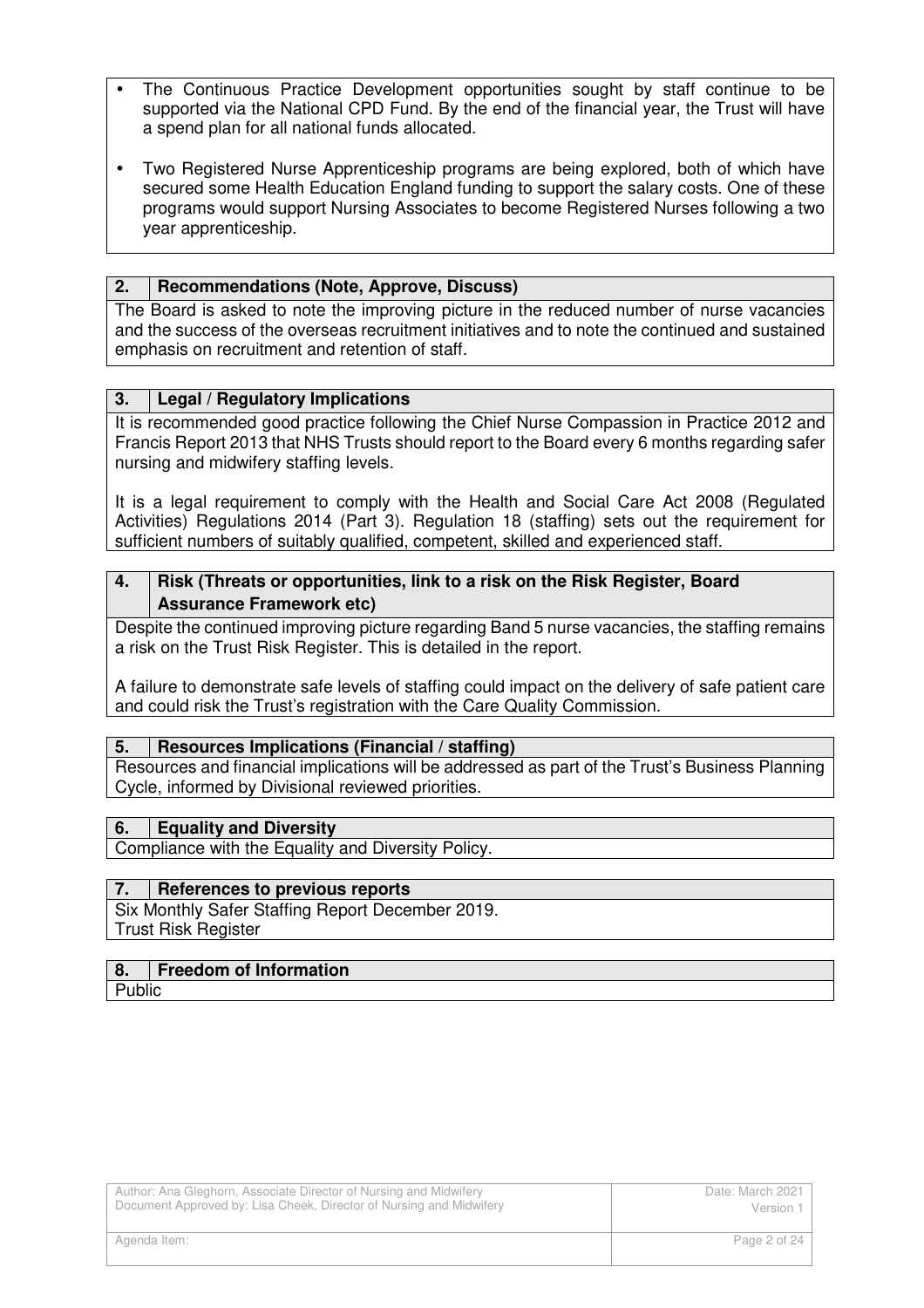- The Continuous Practice Development opportunities sought by staff continue to be supported via the National CPD Fund. By the end of the financial year, the Trust will have a spend plan for all national funds allocated.

- Two Registered Nurse Apprenticeship programs are being explored, both of which have secured some Health Education England funding to support the salary costs. One of these programs would support Nursing Associates to become Registered Nurses following a two year apprenticeship.

## 2. Recommendations (Note, Approve, Discuss)

The Board is asked to note the improving picture in the reduced number of nurse vacancies and the success of the overseas recruitment initiatives and to note the continued and sustained emphasis on recruitment and retention of staff.

## 3. Legal / Regulatory Implications

It is recommended good practice following the Chief Nurse Compassion in Practice 2012 and Francis Report 2013 that NHS Trusts should report to the Board every 6 months regarding safer nursing and midwifery staffing levels.

It is a legal requirement to comply with the Health and Social Care Act 2008 (Regulated Activities) Regulations 2014 (Part 3). Regulation 18 (staffing) sets out the requirement for sufficient numbers of suitably qualified, competent, skilled and experienced staff.

## 4. Risk (Threats or opportunities, link to a risk on the Risk Register, Board Assurance Framework etc)

Despite the continued improving picture regarding Band 5 nurse vacancies, the staffing remains a risk on the Trust Risk Register. This is detailed in the report.

A failure to demonstrate safe levels of staffing could impact on the delivery of safe patient care and could risk the Trust's registration with the Care Quality Commission.

## 5. Resources Implications (Financial / staffing)

Resources and financial implications will be addressed as part of the Trust's Business Planning Cycle, informed by Divisional reviewed priorities.

## 6. Equality and Diversity

Compliance with the Equality and Diversity Policy.

## 7. References to previous reports

Six Monthly Safer Staffing Report December 2019.
Trust Risk Register

## 8. Freedom of Information

Public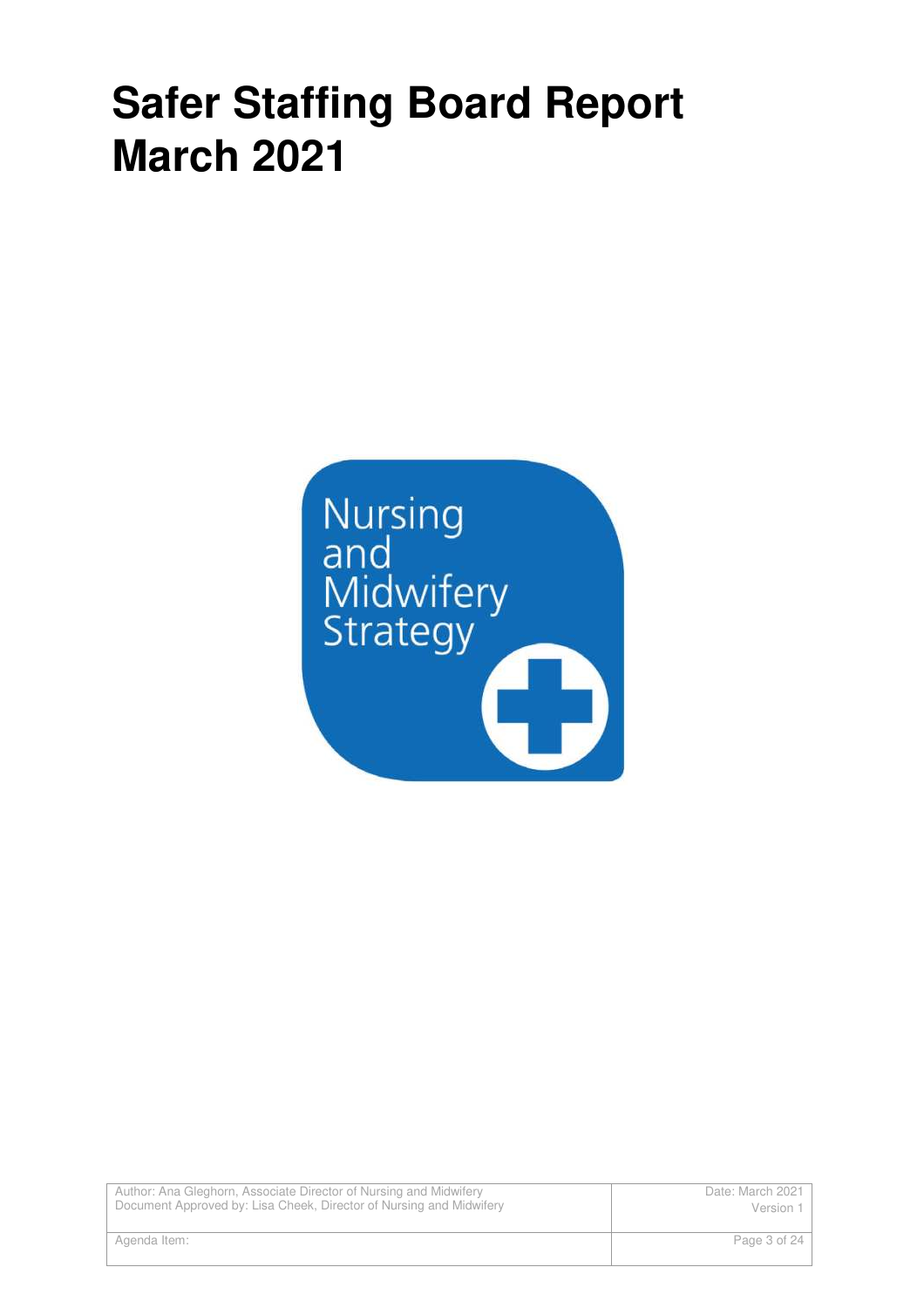# Safer Staffing Board Report March 2021

Nursing and Midwifery Strategy

| Author: Ana Gleghorn, Associate Director of Nursing and Midwifery<br>Document Approved by: Lisa Cheek, Director of Nursing and Midwifery | Date: March 2021<br>Version 1 |
| --- | --- |
| Agenda Item: | |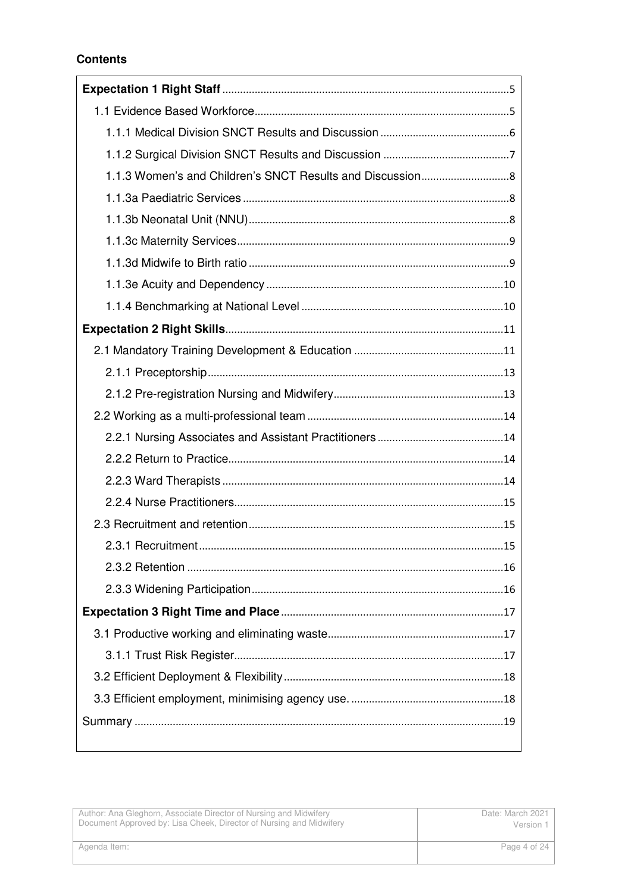**Contents**

- **Expectation 1 Right Staff** ... 5
  - 1.1 Evidence Based Workforce ... 5
    - 1.1.1 Medical Division SNCT Results and Discussion ... 6
    - 1.1.2 Surgical Division SNCT Results and Discussion ... 7
    - 1.1.3 Women's and Children's SNCT Results and Discussion ... 8
    - 1.1.3a Paediatric Services ... 8
    - 1.1.3b Neonatal Unit (NNU) ... 8
    - 1.1.3c Maternity Services ... 9
    - 1.1.3d Midwife to Birth ratio ... 9
    - 1.1.3e Acuity and Dependency ... 10
    - 1.1.4 Benchmarking at National Level ... 10
- **Expectation 2 Right Skills** ... 11
  - 2.1 Mandatory Training Development & Education ... 11
    - 2.1.1 Preceptorship ... 13
    - 2.1.2 Pre-registration Nursing and Midwifery ... 13
  - 2.2 Working as a multi-professional team ... 14
    - 2.2.1 Nursing Associates and Assistant Practitioners ... 14
    - 2.2.2 Return to Practice ... 14
    - 2.2.3 Ward Therapists ... 14
    - 2.2.4 Nurse Practitioners ... 15
  - 2.3 Recruitment and retention ... 15
    - 2.3.1 Recruitment ... 15
    - 2.3.2 Retention ... 16
    - 2.3.3 Widening Participation ... 16
- **Expectation 3 Right Time and Place** ... 17
  - 3.1 Productive working and eliminating waste ... 17
    - 3.1.1 Trust Risk Register ... 17
  - 3.2 Efficient Deployment & Flexibility ... 18
  - 3.3 Efficient employment, minimising agency use. ... 18
- Summary ... 19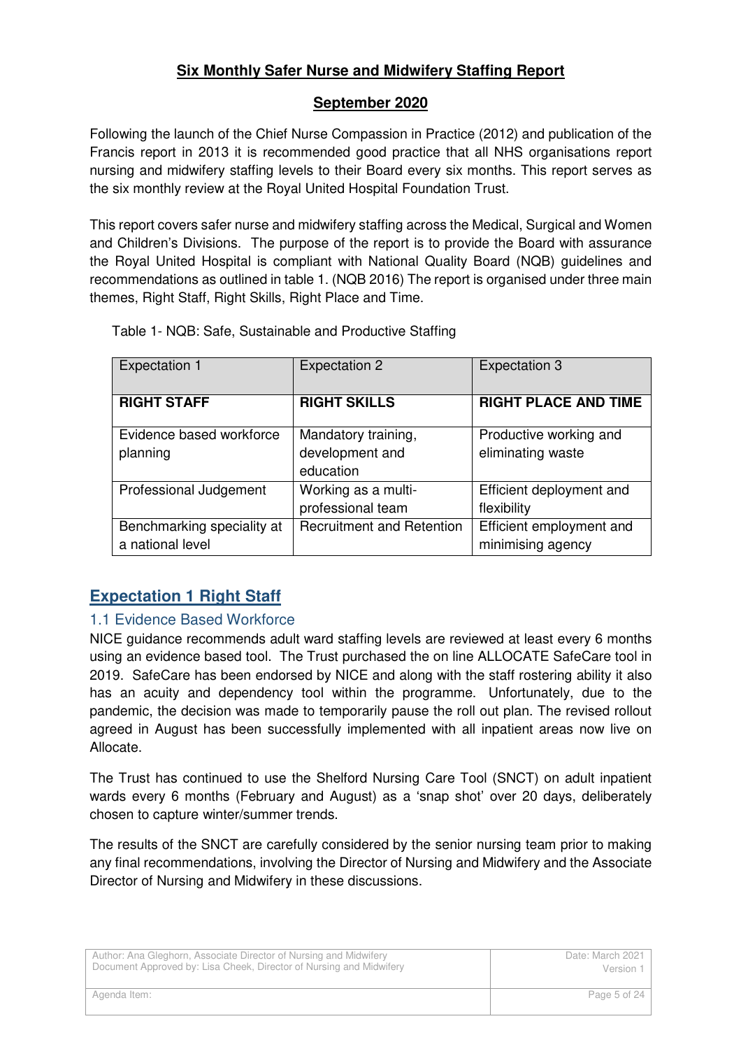# Six Monthly Safer Nurse and Midwifery Staffing Report

## September 2020

Following the launch of the Chief Nurse Compassion in Practice (2012) and publication of the Francis report in 2013 it is recommended good practice that all NHS organisations report nursing and midwifery staffing levels to their Board every six months. This report serves as the six monthly review at the Royal United Hospital Foundation Trust.

This report covers safer nurse and midwifery staffing across the Medical, Surgical and Women and Children's Divisions. The purpose of the report is to provide the Board with assurance the Royal United Hospital is compliant with National Quality Board (NQB) guidelines and recommendations as outlined in table 1. (NQB 2016) The report is organised under three main themes, Right Staff, Right Skills, Right Place and Time.

Table 1- NQB: Safe, Sustainable and Productive Staffing

| Expectation 1 | Expectation 2 | Expectation 3 |
|---|---|---|
| **RIGHT STAFF** | **RIGHT SKILLS** | **RIGHT PLACE AND TIME** |
| Evidence based workforce planning | Mandatory training, development and education | Productive working and eliminating waste |
| Professional Judgement | Working as a multi-professional team | Efficient deployment and flexibility |
| Benchmarking speciality at a national level | Recruitment and Retention | Efficient employment and minimising agency |

## Expectation 1 Right Staff

### 1.1 Evidence Based Workforce

NICE guidance recommends adult ward staffing levels are reviewed at least every 6 months using an evidence based tool. The Trust purchased the on line ALLOCATE SafeCare tool in 2019. SafeCare has been endorsed by NICE and along with the staff rostering ability it also has an acuity and dependency tool within the programme. Unfortunately, due to the pandemic, the decision was made to temporarily pause the roll out plan. The revised rollout agreed in August has been successfully implemented with all inpatient areas now live on Allocate.

The Trust has continued to use the Shelford Nursing Care Tool (SNCT) on adult inpatient wards every 6 months (February and August) as a 'snap shot' over 20 days, deliberately chosen to capture winter/summer trends.

The results of the SNCT are carefully considered by the senior nursing team prior to making any final recommendations, involving the Director of Nursing and Midwifery and the Associate Director of Nursing and Midwifery in these discussions.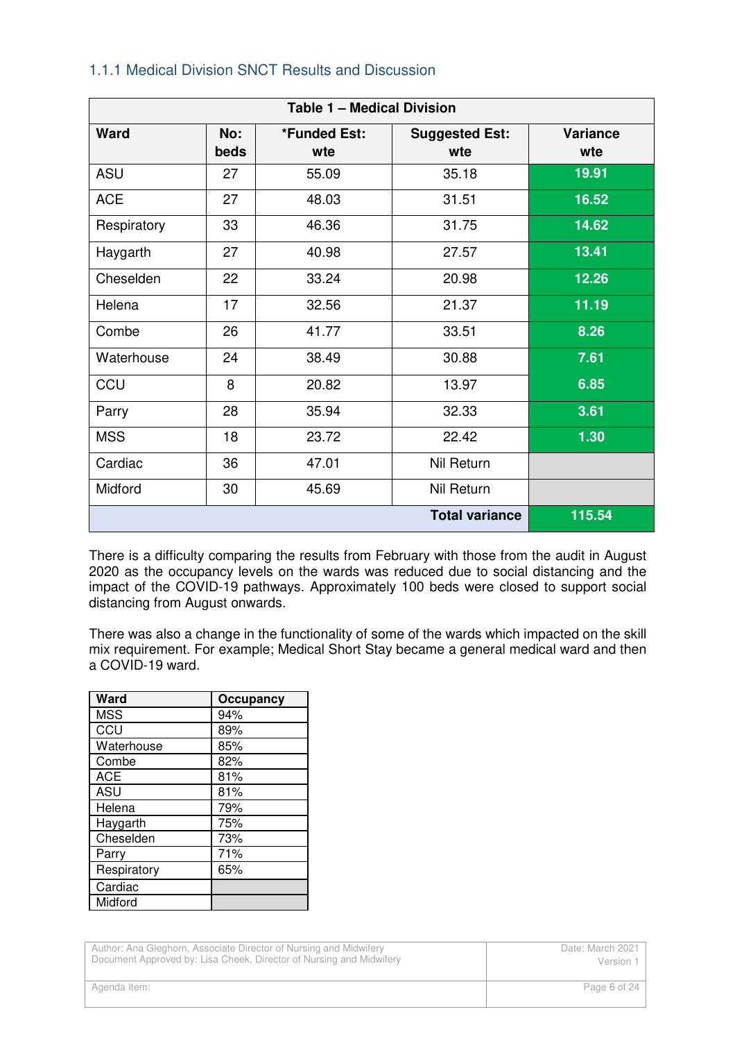### 1.1.1 Medical Division SNCT Results and Discussion

| Table 1 – Medical Division | | | | |
|---|---|---|---|---|
| **Ward** | **No: beds** | ***Funded Est: wte** | **Suggested Est: wte** | **Variance wte** |
| ASU | 27 | 55.09 | 35.18 | **19.91** |
| ACE | 27 | 48.03 | 31.51 | **16.52** |
| Respiratory | 33 | 46.36 | 31.75 | **14.62** |
| Haygarth | 27 | 40.98 | 27.57 | **13.41** |
| Cheselden | 22 | 33.24 | 20.98 | **12.26** |
| Helena | 17 | 32.56 | 21.37 | **11.19** |
| Combe | 26 | 41.77 | 33.51 | **8.26** |
| Waterhouse | 24 | 38.49 | 30.88 | **7.61** |
| CCU | 8 | 20.82 | 13.97 | **6.85** |
| Parry | 28 | 35.94 | 32.33 | **3.61** |
| MSS | 18 | 23.72 | 22.42 | **1.30** |
| Cardiac | 36 | 47.01 | Nil Return | |
| Midford | 30 | 45.69 | Nil Return | |
| | | | **Total variance** | **115.54** |

There is a difficulty comparing the results from February with those from the audit in August 2020 as the occupancy levels on the wards was reduced due to social distancing and the impact of the COVID-19 pathways. Approximately 100 beds were closed to support social distancing from August onwards.

There was also a change in the functionality of some of the wards which impacted on the skill mix requirement. For example; Medical Short Stay became a general medical ward and then a COVID-19 ward.

| Ward | Occupancy |
|---|---|
| MSS | 94% |
| CCU | 89% |
| Waterhouse | 85% |
| Combe | 82% |
| ACE | 81% |
| ASU | 81% |
| Helena | 79% |
| Haygarth | 75% |
| Cheselden | 73% |
| Parry | 71% |
| Respiratory | 65% |
| Cardiac | |
| Midford | |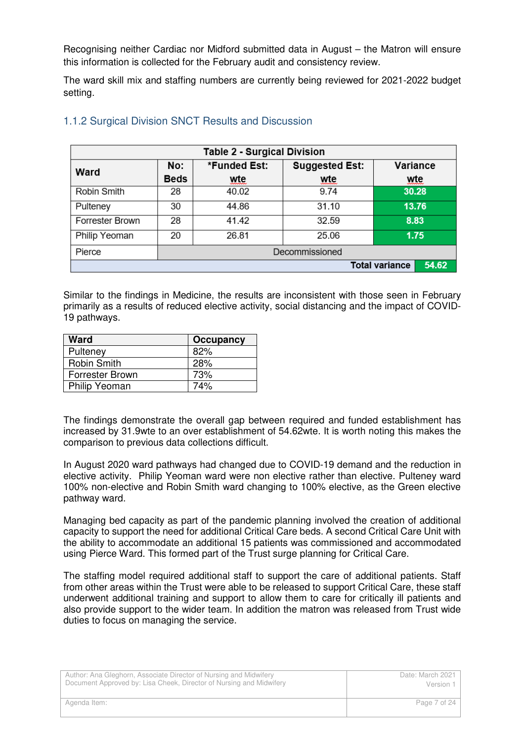Recognising neither Cardiac nor Midford submitted data in August – the Matron will ensure this information is collected for the February audit and consistency review.

The ward skill mix and staffing numbers are currently being reviewed for 2021-2022 budget setting.

### 1.1.2 Surgical Division SNCT Results and Discussion

**Table 2 - Surgical Division**

| Ward | No: Beds | *Funded Est: wte | Suggested Est: wte | Variance wte |
|---|---|---|---|---|
| Robin Smith | 28 | 40.02 | 9.74 | 30.28 |
| Pulteney | 30 | 44.86 | 31.10 | 13.76 |
| Forrester Brown | 28 | 41.42 | 32.59 | 8.83 |
| Philip Yeoman | 20 | 26.81 | 25.06 | 1.75 |
| Pierce | Decommissioned | | | |
| | | | Total variance | 54.62 |

Similar to the findings in Medicine, the results are inconsistent with those seen in February primarily as a results of reduced elective activity, social distancing and the impact of COVID-19 pathways.

| Ward | Occupancy |
|---|---|
| Pulteney | 82% |
| Robin Smith | 28% |
| Forrester Brown | 73% |
| Philip Yeoman | 74% |

The findings demonstrate the overall gap between required and funded establishment has increased by 31.9wte to an over establishment of 54.62wte. It is worth noting this makes the comparison to previous data collections difficult.

In August 2020 ward pathways had changed due to COVID-19 demand and the reduction in elective activity. Philip Yeoman ward were non elective rather than elective. Pulteney ward 100% non-elective and Robin Smith ward changing to 100% elective, as the Green elective pathway ward.

Managing bed capacity as part of the pandemic planning involved the creation of additional capacity to support the need for additional Critical Care beds. A second Critical Care Unit with the ability to accommodate an additional 15 patients was commissioned and accommodated using Pierce Ward. This formed part of the Trust surge planning for Critical Care.

The staffing model required additional staff to support the care of additional patients. Staff from other areas within the Trust were able to be released to support Critical Care, these staff underwent additional training and support to allow them to care for critically ill patients and also provide support to the wider team. In addition the matron was released from Trust wide duties to focus on managing the service.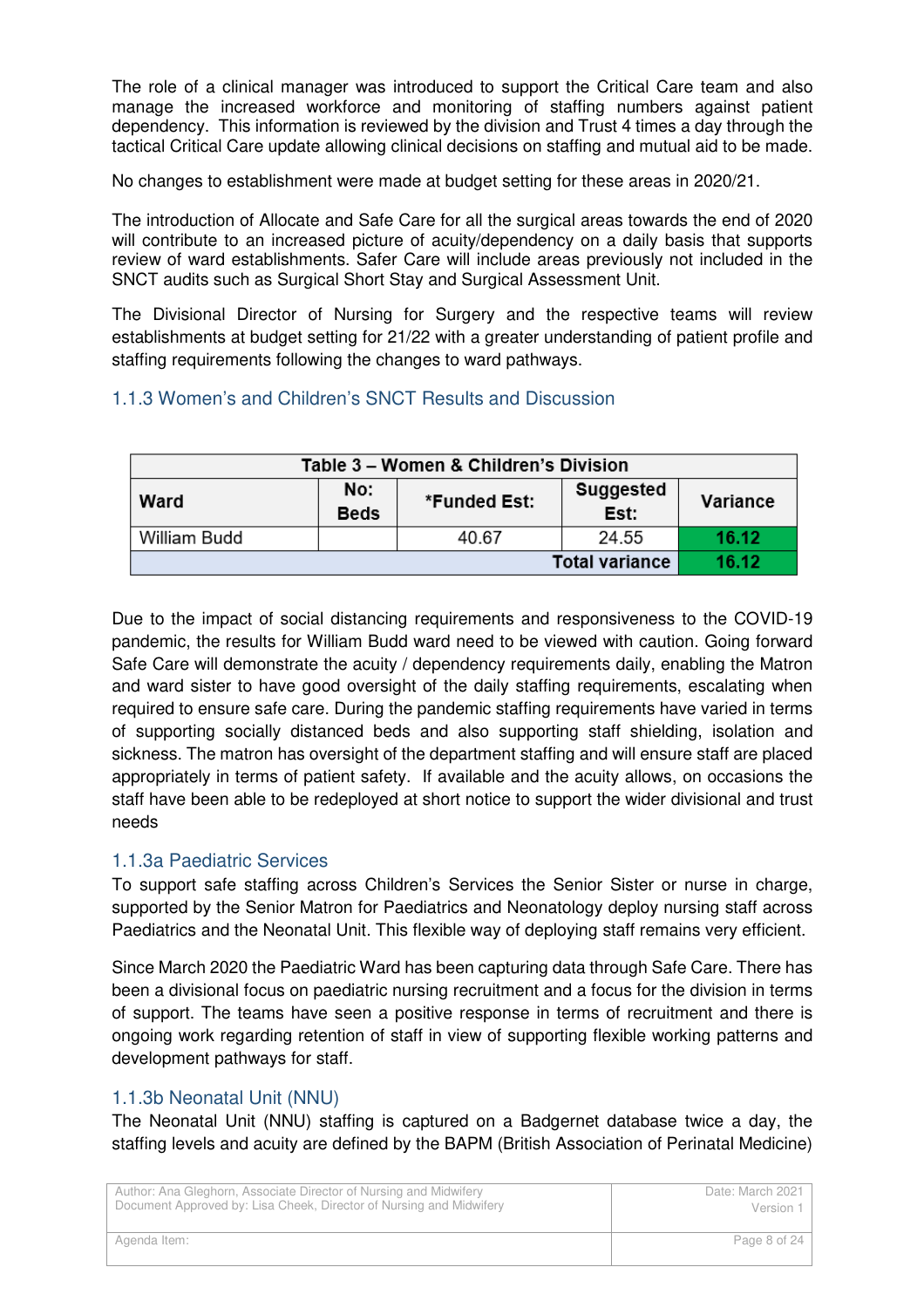The role of a clinical manager was introduced to support the Critical Care team and also manage the increased workforce and monitoring of staffing numbers against patient dependency. This information is reviewed by the division and Trust 4 times a day through the tactical Critical Care update allowing clinical decisions on staffing and mutual aid to be made.

No changes to establishment were made at budget setting for these areas in 2020/21.

The introduction of Allocate and Safe Care for all the surgical areas towards the end of 2020 will contribute to an increased picture of acuity/dependency on a daily basis that supports review of ward establishments. Safer Care will include areas previously not included in the SNCT audits such as Surgical Short Stay and Surgical Assessment Unit.

The Divisional Director of Nursing for Surgery and the respective teams will review establishments at budget setting for 21/22 with a greater understanding of patient profile and staffing requirements following the changes to ward pathways.

### 1.1.3 Women's and Children's SNCT Results and Discussion

| Table 3 – Women & Children's Division | | | | |
|---|---|---|---|---|
| **Ward** | **No: Beds** | ***Funded Est:** | **Suggested Est:** | **Variance** |
| William Budd | | 40.67 | 24.55 | **16.12** |
| | | | **Total variance** | **16.12** |

Due to the impact of social distancing requirements and responsiveness to the COVID-19 pandemic, the results for William Budd ward need to be viewed with caution. Going forward Safe Care will demonstrate the acuity / dependency requirements daily, enabling the Matron and ward sister to have good oversight of the daily staffing requirements, escalating when required to ensure safe care. During the pandemic staffing requirements have varied in terms of supporting socially distanced beds and also supporting staff shielding, isolation and sickness. The matron has oversight of the department staffing and will ensure staff are placed appropriately in terms of patient safety. If available and the acuity allows, on occasions the staff have been able to be redeployed at short notice to support the wider divisional and trust needs

### 1.1.3a Paediatric Services

To support safe staffing across Children's Services the Senior Sister or nurse in charge, supported by the Senior Matron for Paediatrics and Neonatology deploy nursing staff across Paediatrics and the Neonatal Unit. This flexible way of deploying staff remains very efficient.

Since March 2020 the Paediatric Ward has been capturing data through Safe Care. There has been a divisional focus on paediatric nursing recruitment and a focus for the division in terms of support. The teams have seen a positive response in terms of recruitment and there is ongoing work regarding retention of staff in view of supporting flexible working patterns and development pathways for staff.

### 1.1.3b Neonatal Unit (NNU)

The Neonatal Unit (NNU) staffing is captured on a Badgernet database twice a day, the staffing levels and acuity are defined by the BAPM (British Association of Perinatal Medicine)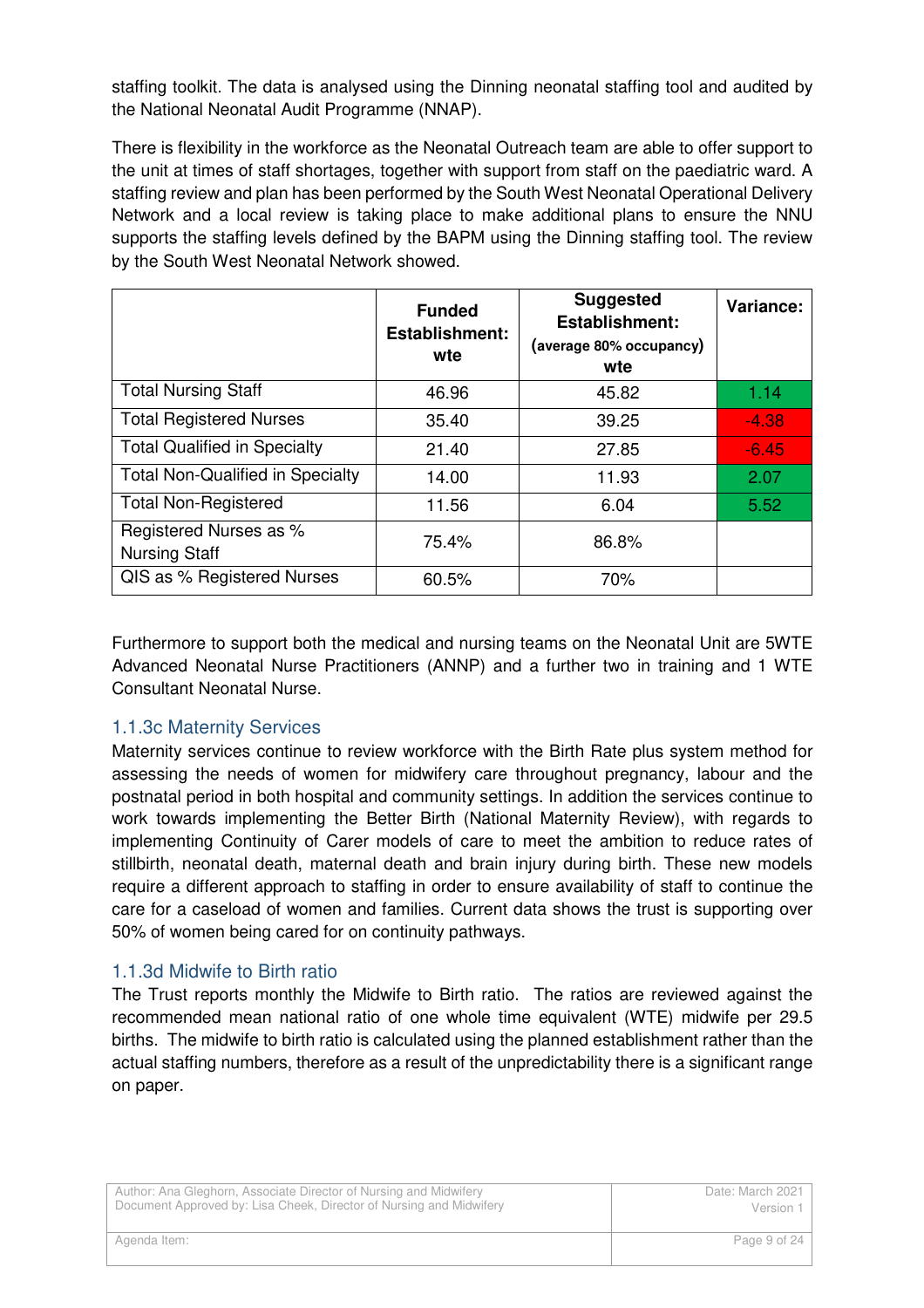staffing toolkit. The data is analysed using the Dinning neonatal staffing tool and audited by the National Neonatal Audit Programme (NNAP).

There is flexibility in the workforce as the Neonatal Outreach team are able to offer support to the unit at times of staff shortages, together with support from staff on the paediatric ward. A staffing review and plan has been performed by the South West Neonatal Operational Delivery Network and a local review is taking place to make additional plans to ensure the NNU supports the staffing levels defined by the BAPM using the Dinning staffing tool. The review by the South West Neonatal Network showed.

| | **Funded Establishment: wte** | **Suggested Establishment: (average 80% occupancy) wte** | **Variance:** |
|---|---|---|---|
| Total Nursing Staff | 46.96 | 45.82 | 1.14 |
| Total Registered Nurses | 35.40 | 39.25 | -4.38 |
| Total Qualified in Specialty | 21.40 | 27.85 | -6.45 |
| Total Non-Qualified in Specialty | 14.00 | 11.93 | 2.07 |
| Total Non-Registered | 11.56 | 6.04 | 5.52 |
| Registered Nurses as % Nursing Staff | 75.4% | 86.8% | |
| QIS as % Registered Nurses | 60.5% | 70% | |

Furthermore to support both the medical and nursing teams on the Neonatal Unit are 5WTE Advanced Neonatal Nurse Practitioners (ANNP) and a further two in training and 1 WTE Consultant Neonatal Nurse.

### 1.1.3c Maternity Services

Maternity services continue to review workforce with the Birth Rate plus system method for assessing the needs of women for midwifery care throughout pregnancy, labour and the postnatal period in both hospital and community settings. In addition the services continue to work towards implementing the Better Birth (National Maternity Review), with regards to implementing Continuity of Carer models of care to meet the ambition to reduce rates of stillbirth, neonatal death, maternal death and brain injury during birth. These new models require a different approach to staffing in order to ensure availability of staff to continue the care for a caseload of women and families. Current data shows the trust is supporting over 50% of women being cared for on continuity pathways.

### 1.1.3d Midwife to Birth ratio

The Trust reports monthly the Midwife to Birth ratio. The ratios are reviewed against the recommended mean national ratio of one whole time equivalent (WTE) midwife per 29.5 births. The midwife to birth ratio is calculated using the planned establishment rather than the actual staffing numbers, therefore as a result of the unpredictability there is a significant range on paper.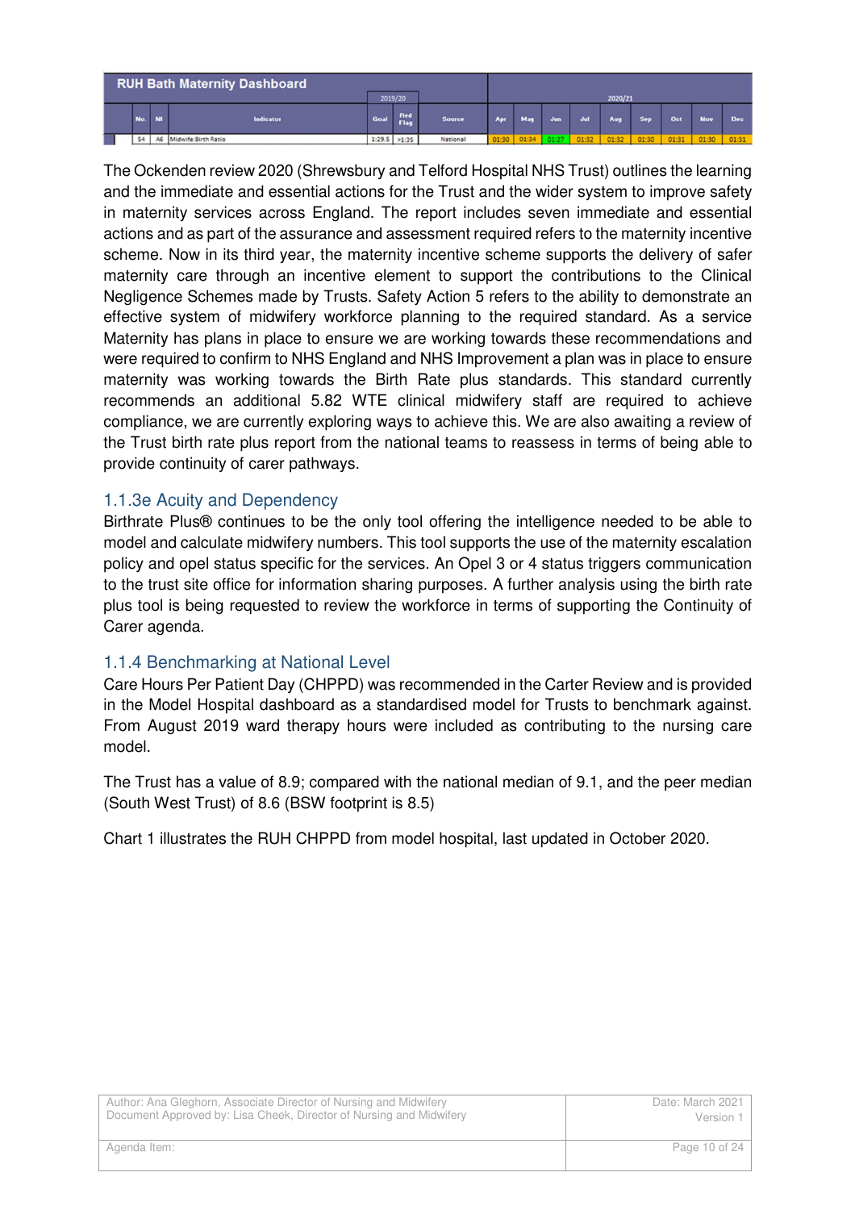| RUH Bath Maternity Dashboard | | | 2019/20 | | | 2020/21 | | | | | | | | |
|---|---|---|---|---|---|---|---|---|---|---|---|---|---|---|
| No. | NI | Indicator | Goal | Red Flag | Source | Apr | May | Jun | Jul | Aug | Sep | Oct | Nov | Dec |
| 54 | A6 | Midwife:Birth Ratio | 1:29.5 | >1:35 | National | 01:30 | 01:34 | 01:27 | 01:32 | 01:32 | 01:30 | 01:31 | 01:30 | 01:31 |

The Ockenden review 2020 (Shrewsbury and Telford Hospital NHS Trust) outlines the learning and the immediate and essential actions for the Trust and the wider system to improve safety in maternity services across England. The report includes seven immediate and essential actions and as part of the assurance and assessment required refers to the maternity incentive scheme. Now in its third year, the maternity incentive scheme supports the delivery of safer maternity care through an incentive element to support the contributions to the Clinical Negligence Schemes made by Trusts. Safety Action 5 refers to the ability to demonstrate an effective system of midwifery workforce planning to the required standard. As a service Maternity has plans in place to ensure we are working towards these recommendations and were required to confirm to NHS England and NHS Improvement a plan was in place to ensure maternity was working towards the Birth Rate plus standards. This standard currently recommends an additional 5.82 WTE clinical midwifery staff are required to achieve compliance, we are currently exploring ways to achieve this. We are also awaiting a review of the Trust birth rate plus report from the national teams to reassess in terms of being able to provide continuity of carer pathways.

### 1.1.3e Acuity and Dependency

Birthrate Plus® continues to be the only tool offering the intelligence needed to be able to model and calculate midwifery numbers. This tool supports the use of the maternity escalation policy and opel status specific for the services. An Opel 3 or 4 status triggers communication to the trust site office for information sharing purposes. A further analysis using the birth rate plus tool is being requested to review the workforce in terms of supporting the Continuity of Carer agenda.

### 1.1.4 Benchmarking at National Level

Care Hours Per Patient Day (CHPPD) was recommended in the Carter Review and is provided in the Model Hospital dashboard as a standardised model for Trusts to benchmark against. From August 2019 ward therapy hours were included as contributing to the nursing care model.

The Trust has a value of 8.9; compared with the national median of 9.1, and the peer median (South West Trust) of 8.6 (BSW footprint is 8.5)

Chart 1 illustrates the RUH CHPPD from model hospital, last updated in October 2020.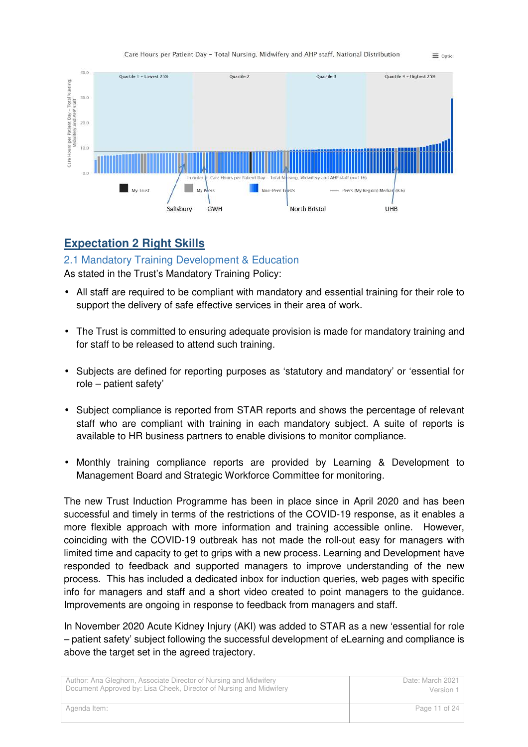Care Hours per Patient Day - Total Nursing, Midwifery and AHP staff, National Distribution

## Expectation 2 Right Skills

### 2.1 Mandatory Training Development & Education

As stated in the Trust's Mandatory Training Policy:

- All staff are required to be compliant with mandatory and essential training for their role to support the delivery of safe effective services in their area of work.
- The Trust is committed to ensuring adequate provision is made for mandatory training and for staff to be released to attend such training.
- Subjects are defined for reporting purposes as 'statutory and mandatory' or 'essential for role – patient safety'
- Subject compliance is reported from STAR reports and shows the percentage of relevant staff who are compliant with training in each mandatory subject. A suite of reports is available to HR business partners to enable divisions to monitor compliance.
- Monthly training compliance reports are provided by Learning & Development to Management Board and Strategic Workforce Committee for monitoring.

The new Trust Induction Programme has been in place since in April 2020 and has been successful and timely in terms of the restrictions of the COVID-19 response, as it enables a more flexible approach with more information and training accessible online. However, coinciding with the COVID-19 outbreak has not made the roll-out easy for managers with limited time and capacity to get to grips with a new process. Learning and Development have responded to feedback and supported managers to improve understanding of the new process. This has included a dedicated inbox for induction queries, web pages with specific info for managers and staff and a short video created to point managers to the guidance. Improvements are ongoing in response to feedback from managers and staff.

In November 2020 Acute Kidney Injury (AKI) was added to STAR as a new 'essential for role – patient safety' subject following the successful development of eLearning and compliance is above the target set in the agreed trajectory.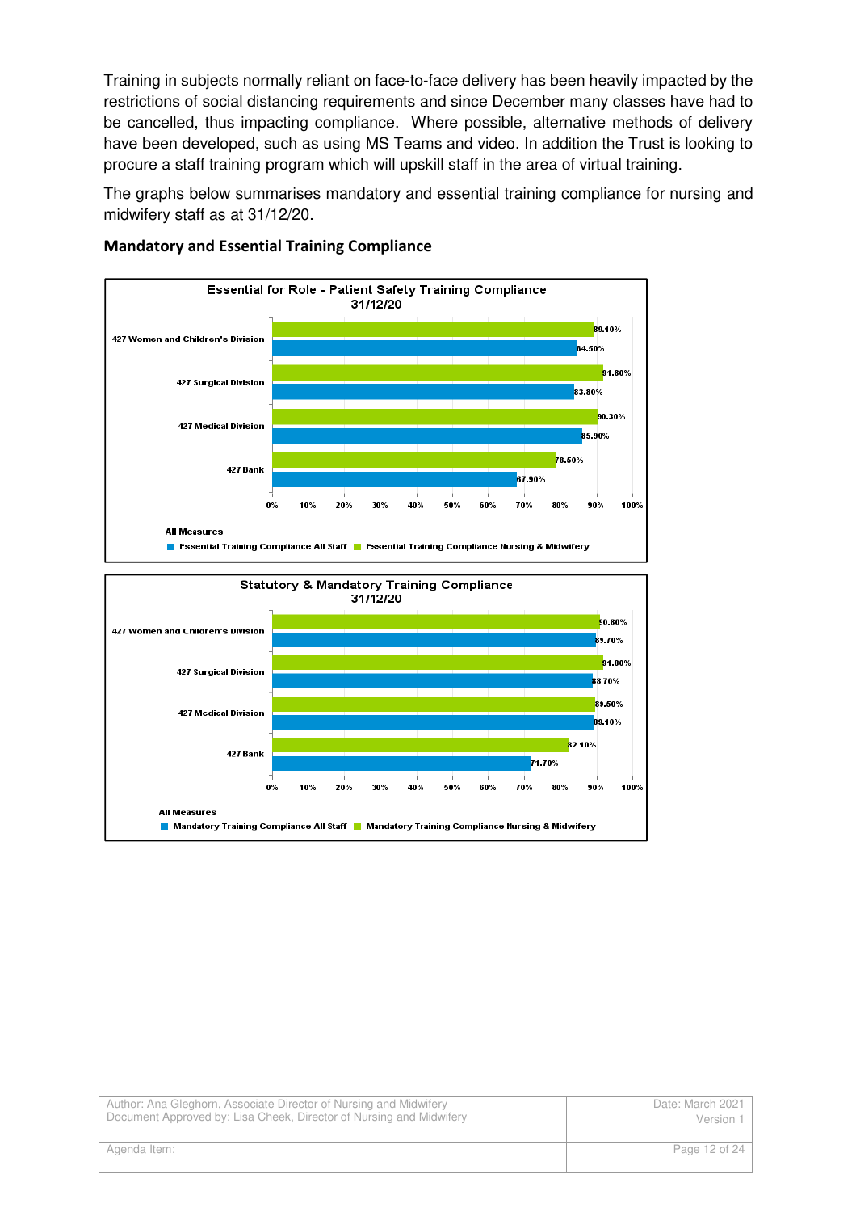Training in subjects normally reliant on face-to-face delivery has been heavily impacted by the restrictions of social distancing requirements and since December many classes have had to be cancelled, thus impacting compliance. Where possible, alternative methods of delivery have been developed, such as using MS Teams and video. In addition the Trust is looking to procure a staff training program which will upskill staff in the area of virtual training.

The graphs below summarises mandatory and essential training compliance for nursing and midwifery staff as at 31/12/20.

### Mandatory and Essential Training Compliance

**Essential for Role - Patient Safety Training Compliance 31/12/20**

| All Measures | Essential Training Compliance Nursing & Midwifery | Essential Training Compliance All Staff |
|---|---|---|
| 427 Women and Children's Division | 89.10% | 84.50% |
| 427 Surgical Division | 91.80% | 83.80% |
| 427 Medical Division | 90.30% | 85.90% |
| 427 Bank | 78.50% | 67.90% |

**Statutory & Mandatory Training Compliance 31/12/20**

| All Measures | Mandatory Training Compliance Nursing & Midwifery | Mandatory Training Compliance All Staff |
|---|---|---|
| 427 Women and Children's Division | 90.80% | 89.70% |
| 427 Surgical Division | 91.80% | 88.70% |
| 427 Medical Division | 89.50% | 89.10% |
| 427 Bank | 82.10% | 71.70% |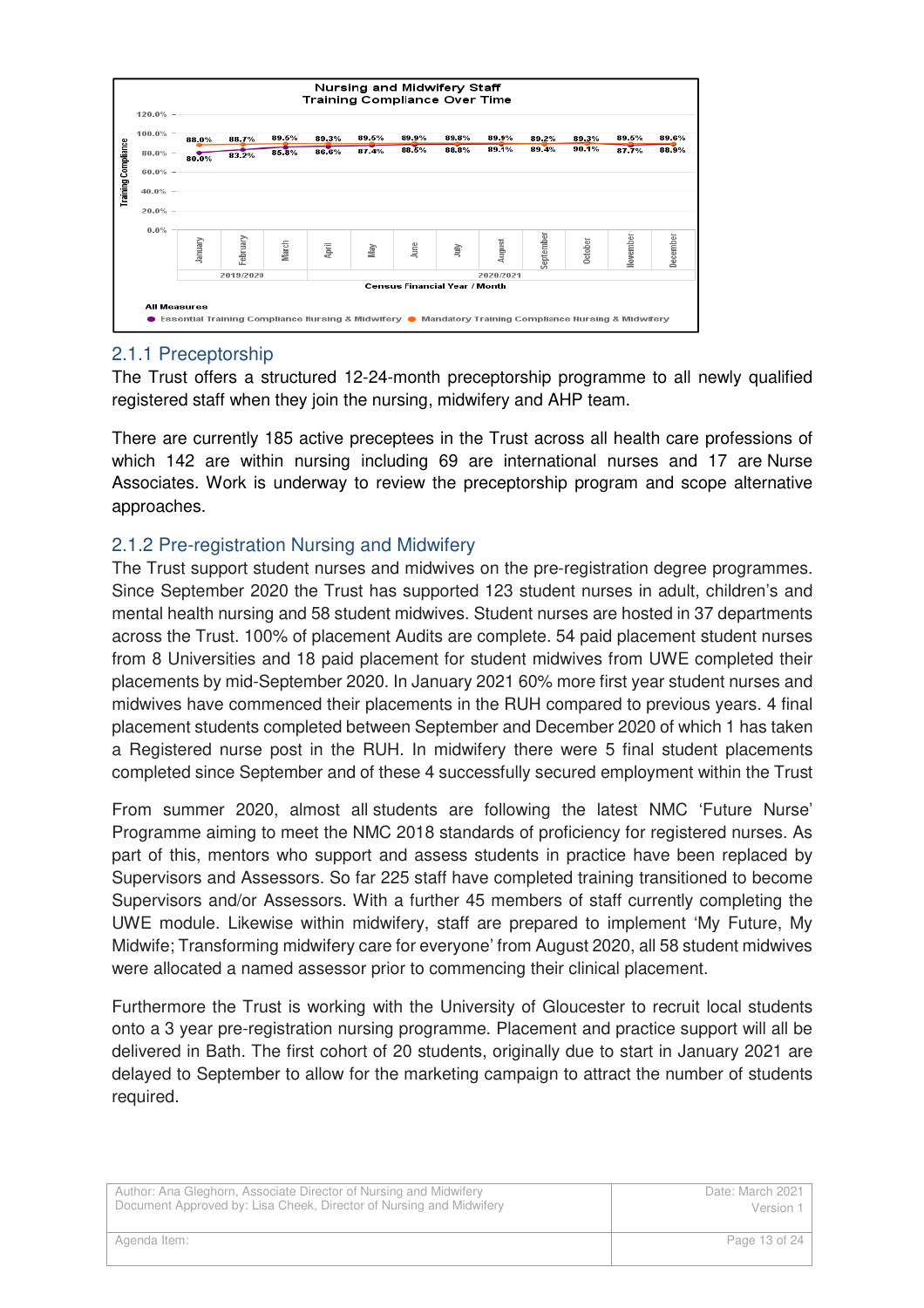**Nursing and Midwifery Staff Training Compliance Over Time**

| Census Financial Year / Month | January | February | March | April | May | June | July | August | September | October | November | December |
|---|---|---|---|---|---|---|---|---|---|---|---|---|
| | 2019/2020 | | 2020/2021 | | | | | | | | | |
| Mandatory Training Compliance Nursing & Midwifery | 88.0% | 88.7% | 89.5% | 89.3% | 89.5% | 89.9% | 89.8% | 89.9% | 89.2% | 89.3% | 89.5% | 89.6% |
| Essential Training Compliance Nursing & Midwifery | 80.0% | 83.2% | 85.8% | 86.6% | 87.4% | 88.5% | 88.8% | 89.1% | 89.4% | 90.1% | 87.7% | 88.9% |

### 2.1.1 Preceptorship

The Trust offers a structured 12-24-month preceptorship programme to all newly qualified registered staff when they join the nursing, midwifery and AHP team.

There are currently 185 active preceptees in the Trust across all health care professions of which 142 are within nursing including 69 are international nurses and 17 are Nurse Associates. Work is underway to review the preceptorship program and scope alternative approaches.

### 2.1.2 Pre-registration Nursing and Midwifery

The Trust support student nurses and midwives on the pre-registration degree programmes. Since September 2020 the Trust has supported 123 student nurses in adult, children's and mental health nursing and 58 student midwives. Student nurses are hosted in 37 departments across the Trust. 100% of placement Audits are complete. 54 paid placement student nurses from 8 Universities and 18 paid placement for student midwives from UWE completed their placements by mid-September 2020. In January 2021 60% more first year student nurses and midwives have commenced their placements in the RUH compared to previous years. 4 final placement students completed between September and December 2020 of which 1 has taken a Registered nurse post in the RUH. In midwifery there were 5 final student placements completed since September and of these 4 successfully secured employment within the Trust

From summer 2020, almost all students are following the latest NMC 'Future Nurse' Programme aiming to meet the NMC 2018 standards of proficiency for registered nurses. As part of this, mentors who support and assess students in practice have been replaced by Supervisors and Assessors. So far 225 staff have completed training transitioned to become Supervisors and/or Assessors. With a further 45 members of staff currently completing the UWE module. Likewise within midwifery, staff are prepared to implement 'My Future, My Midwife; Transforming midwifery care for everyone' from August 2020, all 58 student midwives were allocated a named assessor prior to commencing their clinical placement.

Furthermore the Trust is working with the University of Gloucester to recruit local students onto a 3 year pre-registration nursing programme. Placement and practice support will all be delivered in Bath. The first cohort of 20 students, originally due to start in January 2021 are delayed to September to allow for the marketing campaign to attract the number of students required.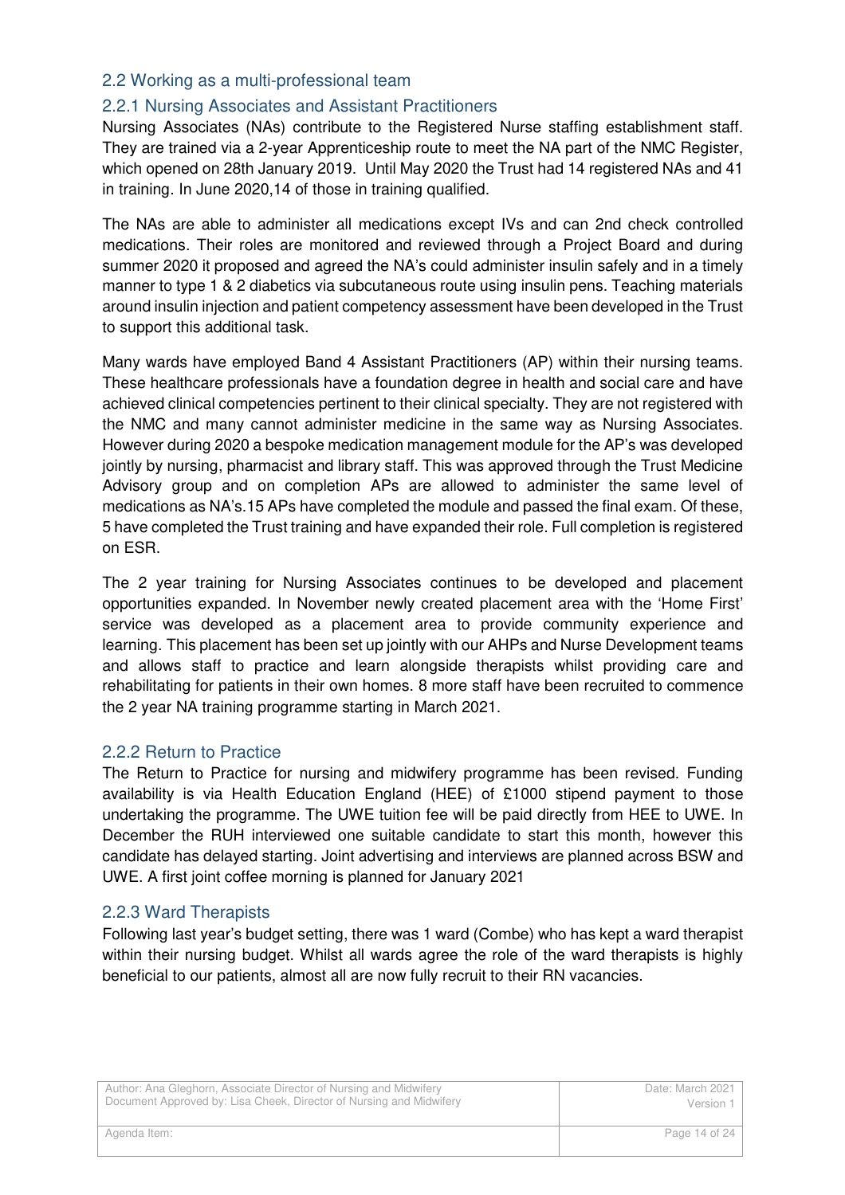## 2.2 Working as a multi-professional team

### 2.2.1 Nursing Associates and Assistant Practitioners

Nursing Associates (NAs) contribute to the Registered Nurse staffing establishment staff. They are trained via a 2-year Apprenticeship route to meet the NA part of the NMC Register, which opened on 28th January 2019. Until May 2020 the Trust had 14 registered NAs and 41 in training. In June 2020,14 of those in training qualified.

The NAs are able to administer all medications except IVs and can 2nd check controlled medications. Their roles are monitored and reviewed through a Project Board and during summer 2020 it proposed and agreed the NA's could administer insulin safely and in a timely manner to type 1 & 2 diabetics via subcutaneous route using insulin pens. Teaching materials around insulin injection and patient competency assessment have been developed in the Trust to support this additional task.

Many wards have employed Band 4 Assistant Practitioners (AP) within their nursing teams. These healthcare professionals have a foundation degree in health and social care and have achieved clinical competencies pertinent to their clinical specialty. They are not registered with the NMC and many cannot administer medicine in the same way as Nursing Associates. However during 2020 a bespoke medication management module for the AP's was developed jointly by nursing, pharmacist and library staff. This was approved through the Trust Medicine Advisory group and on completion APs are allowed to administer the same level of medications as NA's.15 APs have completed the module and passed the final exam. Of these, 5 have completed the Trust training and have expanded their role. Full completion is registered on ESR.

The 2 year training for Nursing Associates continues to be developed and placement opportunities expanded. In November newly created placement area with the 'Home First' service was developed as a placement area to provide community experience and learning. This placement has been set up jointly with our AHPs and Nurse Development teams and allows staff to practice and learn alongside therapists whilst providing care and rehabilitating for patients in their own homes. 8 more staff have been recruited to commence the 2 year NA training programme starting in March 2021.

### 2.2.2 Return to Practice

The Return to Practice for nursing and midwifery programme has been revised. Funding availability is via Health Education England (HEE) of £1000 stipend payment to those undertaking the programme. The UWE tuition fee will be paid directly from HEE to UWE. In December the RUH interviewed one suitable candidate to start this month, however this candidate has delayed starting. Joint advertising and interviews are planned across BSW and UWE. A first joint coffee morning is planned for January 2021

### 2.2.3 Ward Therapists

Following last year's budget setting, there was 1 ward (Combe) who has kept a ward therapist within their nursing budget. Whilst all wards agree the role of the ward therapists is highly beneficial to our patients, almost all are now fully recruit to their RN vacancies.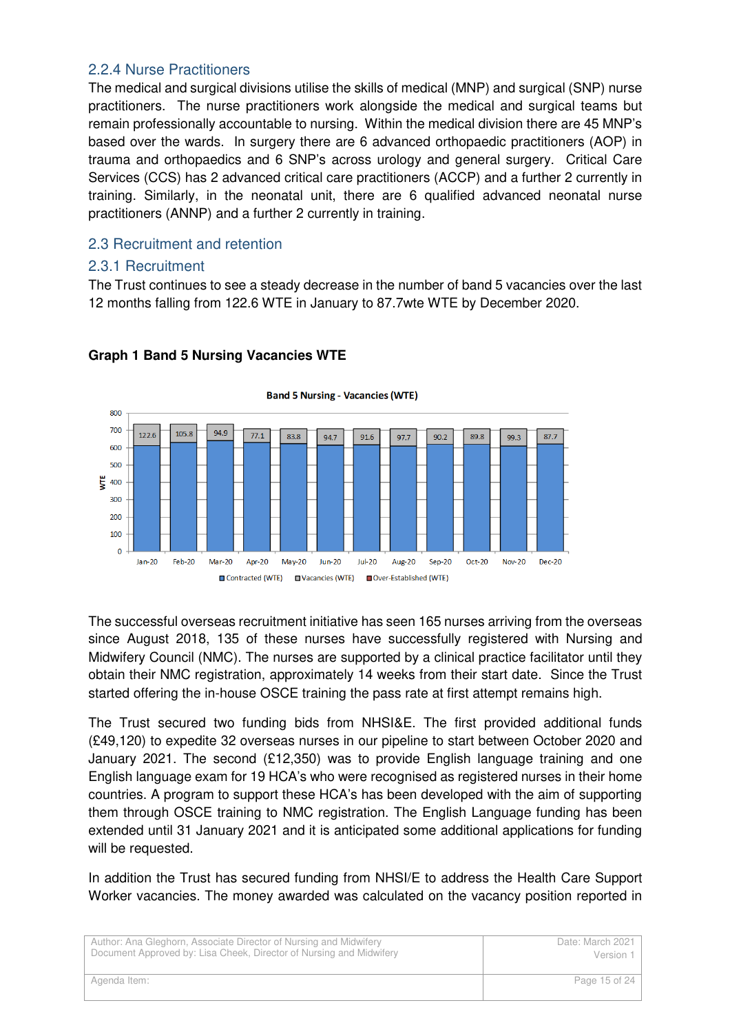### 2.2.4 Nurse Practitioners

The medical and surgical divisions utilise the skills of medical (MNP) and surgical (SNP) nurse practitioners. The nurse practitioners work alongside the medical and surgical teams but remain professionally accountable to nursing. Within the medical division there are 45 MNP's based over the wards. In surgery there are 6 advanced orthopaedic practitioners (AOP) in trauma and orthopaedics and 6 SNP's across urology and general surgery. Critical Care Services (CCS) has 2 advanced critical care practitioners (ACCP) and a further 2 currently in training. Similarly, in the neonatal unit, there are 6 qualified advanced neonatal nurse practitioners (ANNP) and a further 2 currently in training.

## 2.3 Recruitment and retention

### 2.3.1 Recruitment

The Trust continues to see a steady decrease in the number of band 5 vacancies over the last 12 months falling from 122.6 WTE in January to 87.7wte WTE by December 2020.

**Graph 1 Band 5 Nursing Vacancies WTE**

Band 5 Nursing - Vacancies (WTE)

| Month | Vacancies (WTE) |
|---|---|
| Jan-20 | 122.6 |
| Feb-20 | 105.8 |
| Mar-20 | 94.9 |
| Apr-20 | 77.1 |
| May-20 | 83.8 |
| Jun-20 | 94.7 |
| Jul-20 | 91.6 |
| Aug-20 | 97.7 |
| Sep-20 | 90.2 |
| Oct-20 | 89.8 |
| Nov-20 | 99.3 |
| Dec-20 | 87.7 |

Contracted (WTE) ■ Vacancies (WTE) ■ Over-Established (WTE)

The successful overseas recruitment initiative has seen 165 nurses arriving from the overseas since August 2018, 135 of these nurses have successfully registered with Nursing and Midwifery Council (NMC). The nurses are supported by a clinical practice facilitator until they obtain their NMC registration, approximately 14 weeks from their start date. Since the Trust started offering the in-house OSCE training the pass rate at first attempt remains high.

The Trust secured two funding bids from NHSI&E. The first provided additional funds (£49,120) to expedite 32 overseas nurses in our pipeline to start between October 2020 and January 2021. The second (£12,350) was to provide English language training and one English language exam for 19 HCA's who were recognised as registered nurses in their home countries. A program to support these HCA's has been developed with the aim of supporting them through OSCE training to NMC registration. The English Language funding has been extended until 31 January 2021 and it is anticipated some additional applications for funding will be requested.

In addition the Trust has secured funding from NHSI/E to address the Health Care Support Worker vacancies. The money awarded was calculated on the vacancy position reported in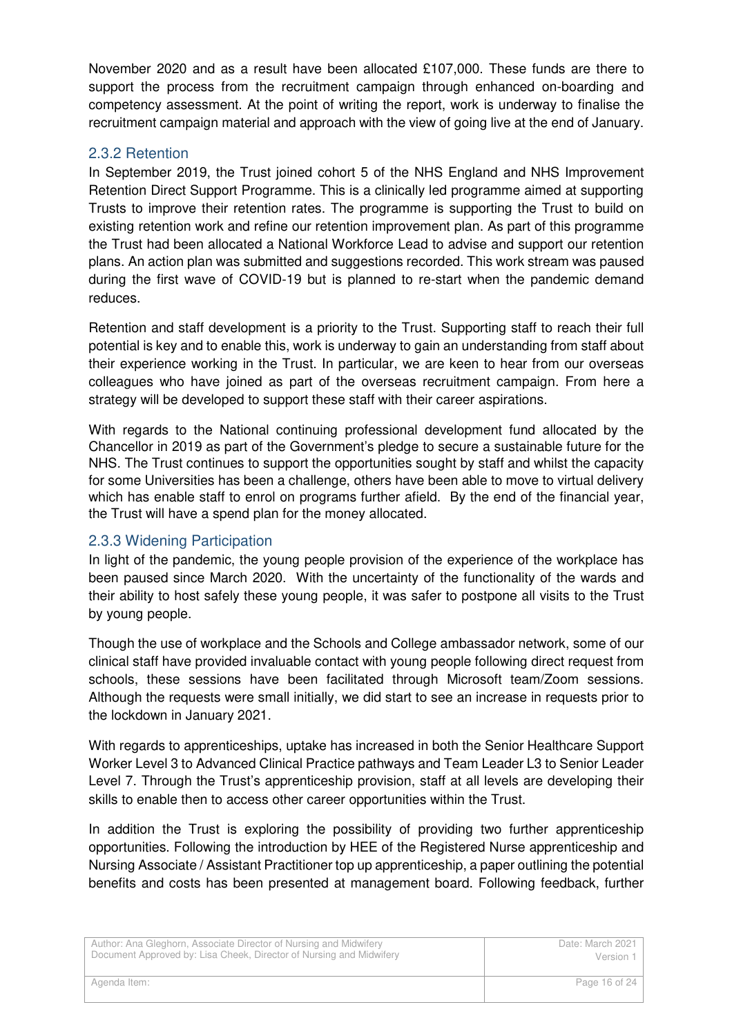November 2020 and as a result have been allocated £107,000. These funds are there to support the process from the recruitment campaign through enhanced on-boarding and competency assessment. At the point of writing the report, work is underway to finalise the recruitment campaign material and approach with the view of going live at the end of January.

### 2.3.2 Retention

In September 2019, the Trust joined cohort 5 of the NHS England and NHS Improvement Retention Direct Support Programme. This is a clinically led programme aimed at supporting Trusts to improve their retention rates. The programme is supporting the Trust to build on existing retention work and refine our retention improvement plan. As part of this programme the Trust had been allocated a National Workforce Lead to advise and support our retention plans. An action plan was submitted and suggestions recorded. This work stream was paused during the first wave of COVID-19 but is planned to re-start when the pandemic demand reduces.

Retention and staff development is a priority to the Trust. Supporting staff to reach their full potential is key and to enable this, work is underway to gain an understanding from staff about their experience working in the Trust. In particular, we are keen to hear from our overseas colleagues who have joined as part of the overseas recruitment campaign. From here a strategy will be developed to support these staff with their career aspirations.

With regards to the National continuing professional development fund allocated by the Chancellor in 2019 as part of the Government's pledge to secure a sustainable future for the NHS. The Trust continues to support the opportunities sought by staff and whilst the capacity for some Universities has been a challenge, others have been able to move to virtual delivery which has enable staff to enrol on programs further afield. By the end of the financial year, the Trust will have a spend plan for the money allocated.

### 2.3.3 Widening Participation

In light of the pandemic, the young people provision of the experience of the workplace has been paused since March 2020. With the uncertainty of the functionality of the wards and their ability to host safely these young people, it was safer to postpone all visits to the Trust by young people.

Though the use of workplace and the Schools and College ambassador network, some of our clinical staff have provided invaluable contact with young people following direct request from schools, these sessions have been facilitated through Microsoft team/Zoom sessions. Although the requests were small initially, we did start to see an increase in requests prior to the lockdown in January 2021.

With regards to apprenticeships, uptake has increased in both the Senior Healthcare Support Worker Level 3 to Advanced Clinical Practice pathways and Team Leader L3 to Senior Leader Level 7. Through the Trust's apprenticeship provision, staff at all levels are developing their skills to enable then to access other career opportunities within the Trust.

In addition the Trust is exploring the possibility of providing two further apprenticeship opportunities. Following the introduction by HEE of the Registered Nurse apprenticeship and Nursing Associate / Assistant Practitioner top up apprenticeship, a paper outlining the potential benefits and costs has been presented at management board. Following feedback, further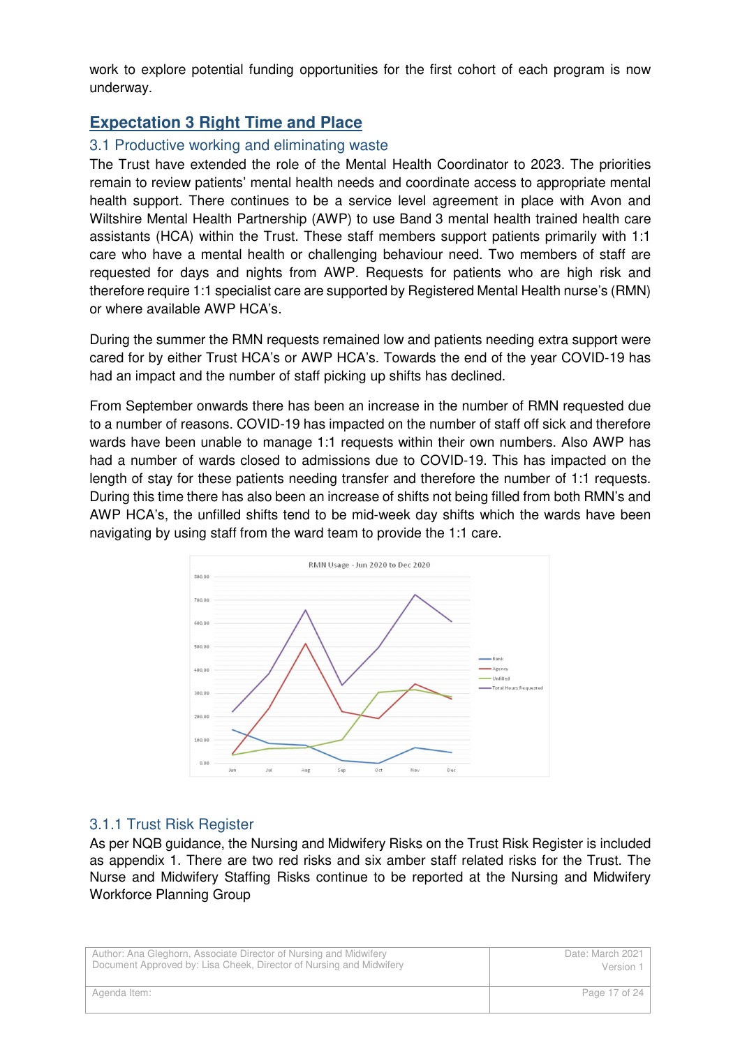work to explore potential funding opportunities for the first cohort of each program is now underway.

## Expectation 3 Right Time and Place

### 3.1 Productive working and eliminating waste

The Trust have extended the role of the Mental Health Coordinator to 2023. The priorities remain to review patients' mental health needs and coordinate access to appropriate mental health support. There continues to be a service level agreement in place with Avon and Wiltshire Mental Health Partnership (AWP) to use Band 3 mental health trained health care assistants (HCA) within the Trust. These staff members support patients primarily with 1:1 care who have a mental health or challenging behaviour need. Two members of staff are requested for days and nights from AWP. Requests for patients who are high risk and therefore require 1:1 specialist care are supported by Registered Mental Health nurse's (RMN) or where available AWP HCA's.

During the summer the RMN requests remained low and patients needing extra support were cared for by either Trust HCA's or AWP HCA's. Towards the end of the year COVID-19 has had an impact and the number of staff picking up shifts has declined.

From September onwards there has been an increase in the number of RMN requested due to a number of reasons. COVID-19 has impacted on the number of staff off sick and therefore wards have been unable to manage 1:1 requests within their own numbers. Also AWP has had a number of wards closed to admissions due to COVID-19. This has impacted on the length of stay for these patients needing transfer and therefore the number of 1:1 requests. During this time there has also been an increase of shifts not being filled from both RMN's and AWP HCA's, the unfilled shifts tend to be mid-week day shifts which the wards have been navigating by using staff from the ward team to provide the 1:1 care.

RMN Usage - Jun 2020 to Dec 2020

### 3.1.1 Trust Risk Register

As per NQB guidance, the Nursing and Midwifery Risks on the Trust Risk Register is included as appendix 1. There are two red risks and six amber staff related risks for the Trust. The Nurse and Midwifery Staffing Risks continue to be reported at the Nursing and Midwifery Workforce Planning Group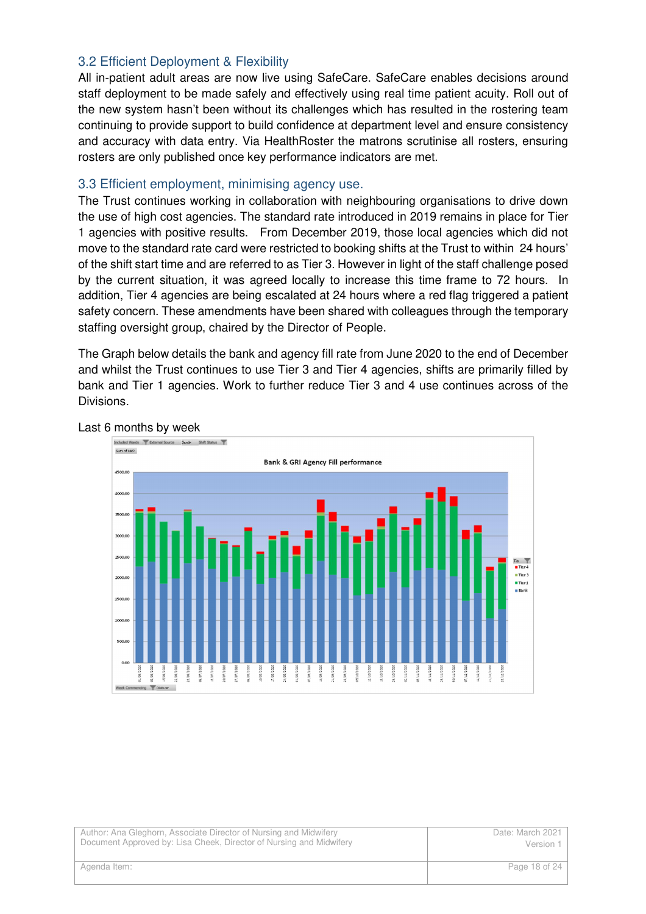## 3.2 Efficient Deployment & Flexibility

All in-patient adult areas are now live using SafeCare. SafeCare enables decisions around staff deployment to be made safely and effectively using real time patient acuity. Roll out of the new system hasn't been without its challenges which has resulted in the rostering team continuing to provide support to build confidence at department level and ensure consistency and accuracy with data entry. Via HealthRoster the matrons scrutinise all rosters, ensuring rosters are only published once key performance indicators are met.

## 3.3 Efficient employment, minimising agency use.

The Trust continues working in collaboration with neighbouring organisations to drive down the use of high cost agencies. The standard rate introduced in 2019 remains in place for Tier 1 agencies with positive results. From December 2019, those local agencies which did not move to the standard rate card were restricted to booking shifts at the Trust to within 24 hours' of the shift start time and are referred to as Tier 3. However in light of the staff challenge posed by the current situation, it was agreed locally to increase this time frame to 72 hours. In addition, Tier 4 agencies are being escalated at 24 hours where a red flag triggered a patient safety concern. These amendments have been shared with colleagues through the temporary staffing oversight group, chaired by the Director of People.

The Graph below details the bank and agency fill rate from June 2020 to the end of December and whilst the Trust continues to use Tier 3 and Tier 4 agencies, shifts are primarily filled by bank and Tier 1 agencies. Work to further reduce Tier 3 and 4 use continues across of the Divisions.

Last 6 months by week

Bank & GRI Agency Fill performance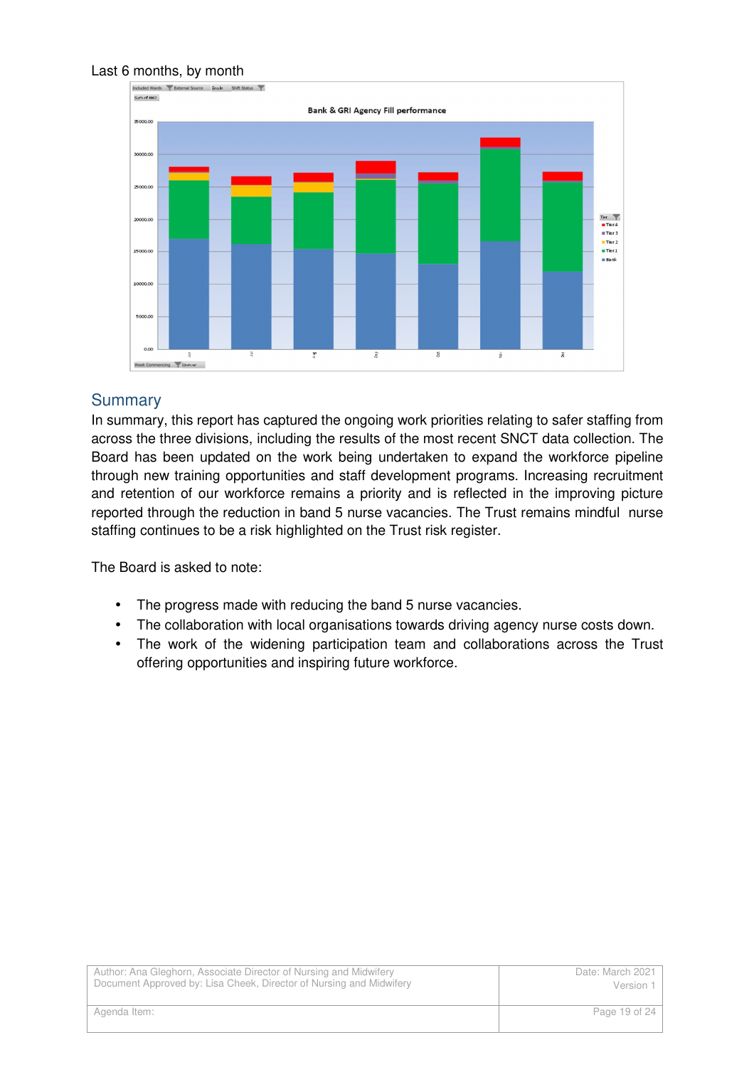Last 6 months, by month

## Summary

In summary, this report has captured the ongoing work priorities relating to safer staffing from across the three divisions, including the results of the most recent SNCT data collection. The Board has been updated on the work being undertaken to expand the workforce pipeline through new training opportunities and staff development programs. Increasing recruitment and retention of our workforce remains a priority and is reflected in the improving picture reported through the reduction in band 5 nurse vacancies. The Trust remains mindful nurse staffing continues to be a risk highlighted on the Trust risk register.

The Board is asked to note:

- The progress made with reducing the band 5 nurse vacancies.
- The collaboration with local organisations towards driving agency nurse costs down.
- The work of the widening participation team and collaborations across the Trust offering opportunities and inspiring future workforce.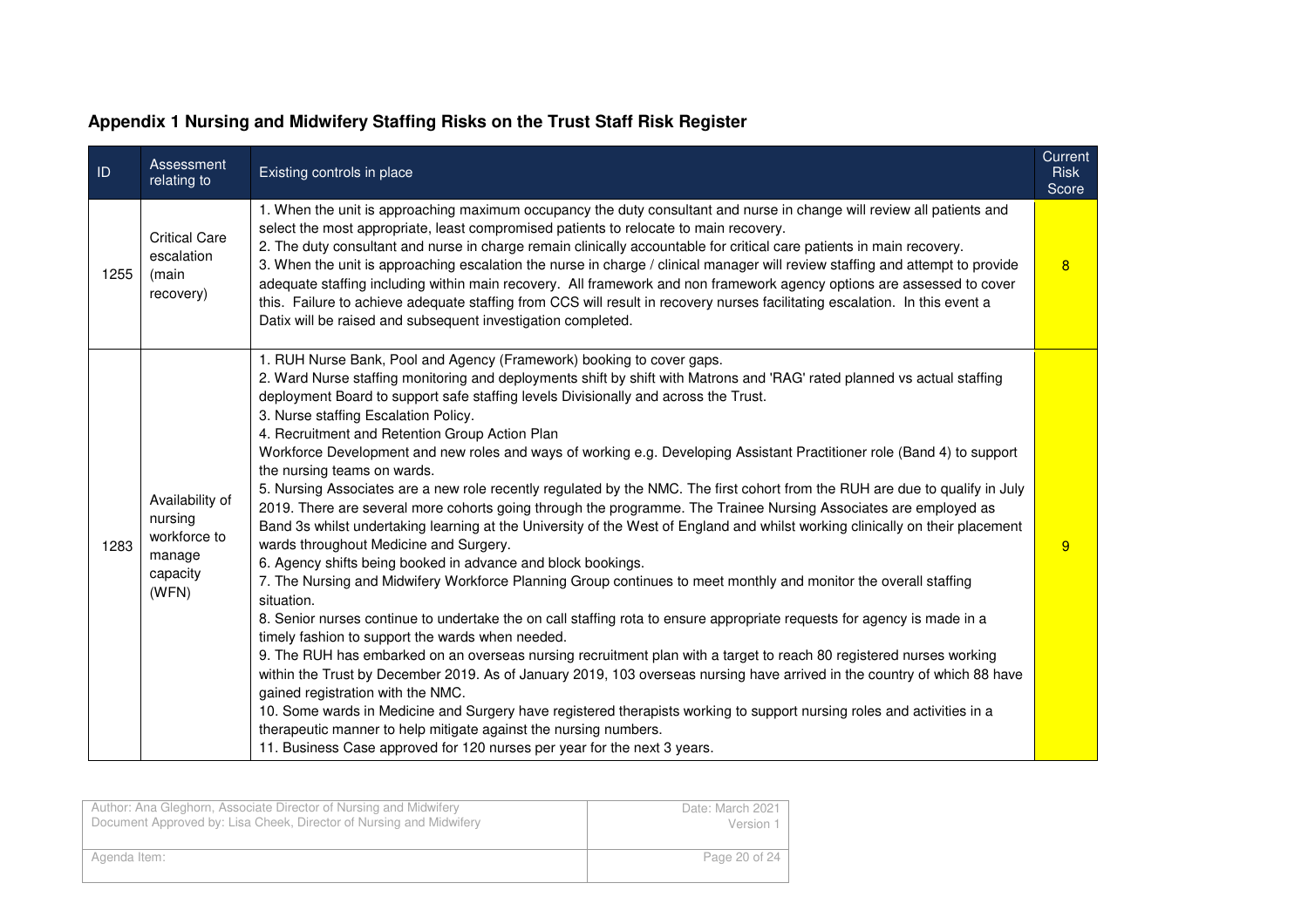## Appendix 1 Nursing and Midwifery Staffing Risks on the Trust Staff Risk Register

| ID | Assessment relating to | Existing controls in place | Current Risk Score |
|---|---|---|---|
| 1255 | Critical Care escalation (main recovery) | 1. When the unit is approaching maximum occupancy the duty consultant and nurse in change will review all patients and select the most appropriate, least compromised patients to relocate to main recovery.<br>2. The duty consultant and nurse in charge remain clinically accountable for critical care patients in main recovery.<br>3. When the unit is approaching escalation the nurse in charge / clinical manager will review staffing and attempt to provide adequate staffing including within main recovery. All framework and non framework agency options are assessed to cover this. Failure to achieve adequate staffing from CCS will result in recovery nurses facilitating escalation. In this event a Datix will be raised and subsequent investigation completed. | 8 |
| 1283 | Availability of nursing workforce to manage capacity (WFN) | 1. RUH Nurse Bank, Pool and Agency (Framework) booking to cover gaps.<br>2. Ward Nurse staffing monitoring and deployments shift by shift with Matrons and 'RAG' rated planned vs actual staffing deployment Board to support safe staffing levels Divisionally and across the Trust.<br>3. Nurse staffing Escalation Policy.<br>4. Recruitment and Retention Group Action Plan<br>Workforce Development and new roles and ways of working e.g. Developing Assistant Practitioner role (Band 4) to support the nursing teams on wards.<br>5. Nursing Associates are a new role recently regulated by the NMC. The first cohort from the RUH are due to qualify in July 2019. There are several more cohorts going through the programme. The Trainee Nursing Associates are employed as Band 3s whilst undertaking learning at the University of the West of England and whilst working clinically on their placement wards throughout Medicine and Surgery.<br>6. Agency shifts being booked in advance and block bookings.<br>7. The Nursing and Midwifery Workforce Planning Group continues to meet monthly and monitor the overall staffing situation.<br>8. Senior nurses continue to undertake the on call staffing rota to ensure appropriate requests for agency is made in a timely fashion to support the wards when needed.<br>9. The RUH has embarked on an overseas nursing recruitment plan with a target to reach 80 registered nurses working within the Trust by December 2019. As of January 2019, 103 overseas nursing have arrived in the country of which 88 have gained registration with the NMC.<br>10. Some wards in Medicine and Surgery have registered therapists working to support nursing roles and activities in a therapeutic manner to help mitigate against the nursing numbers.<br>11. Business Case approved for 120 nurses per year for the next 3 years. | 9 |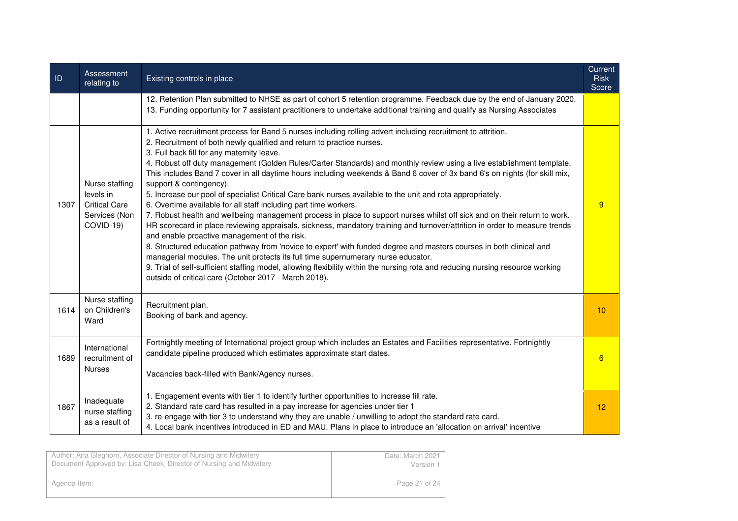| ID | Assessment relating to | Existing controls in place | Current Risk Score |
|---|---|---|---|
| | | 12. Retention Plan submitted to NHSE as part of cohort 5 retention programme. Feedback due by the end of January 2020.<br>13. Funding opportunity for 7 assistant practitioners to undertake additional training and qualify as Nursing Associates | |
| 1307 | Nurse staffing levels in Critical Care Services (Non COVID-19) | 1. Active recruitment process for Band 5 nurses including rolling advert including recruitment to attrition.<br>2. Recruitment of both newly qualified and return to practice nurses.<br>3. Full back fill for any maternity leave.<br>4. Robust off duty management (Golden Rules/Carter Standards) and monthly review using a live establishment template. This includes Band 7 cover in all daytime hours including weekends & Band 6 cover of 3x band 6's on nights (for skill mix, support & contingency).<br>5. Increase our pool of specialist Critical Care bank nurses available to the unit and rota appropriately.<br>6. Overtime available for all staff including part time workers.<br>7. Robust health and wellbeing management process in place to support nurses whilst off sick and on their return to work. HR scorecard in place reviewing appraisals, sickness, mandatory training and turnover/attrition in order to measure trends and enable proactive management of the risk.<br>8. Structured education pathway from 'novice to expert' with funded degree and masters courses in both clinical and managerial modules. The unit protects its full time supernumerary nurse educator.<br>9. Trial of self-sufficient staffing model, allowing flexibility within the nursing rota and reducing nursing resource working outside of critical care (October 2017 - March 2018). | 9 |
| 1614 | Nurse staffing on Children's Ward | Recruitment plan.<br>Booking of bank and agency. | 10 |
| 1689 | International recruitment of Nurses | Fortnightly meeting of International project group which includes an Estates and Facilities representative. Fortnightly candidate pipeline produced which estimates approximate start dates.<br><br>Vacancies back-filled with Bank/Agency nurses. | 6 |
| 1867 | Inadequate nurse staffing as a result of | 1. Engagement events with tier 1 to identify further opportunities to increase fill rate.<br>2. Standard rate card has resulted in a pay increase for agencies under tier 1<br>3. re-engage with tier 3 to understand why they are unable / unwilling to adopt the standard rate card.<br>4. Local bank incentives introduced in ED and MAU. Plans in place to introduce an 'allocation on arrival' incentive | 12 |

| Author: Ana Gleghorn, Associate Director of Nursing and Midwifery<br>Document Approved by: Lisa Cheek, Director of Nursing and Midwifery | Date: March 2021<br>Version 1 |
|---|---|
| Agenda Item: | |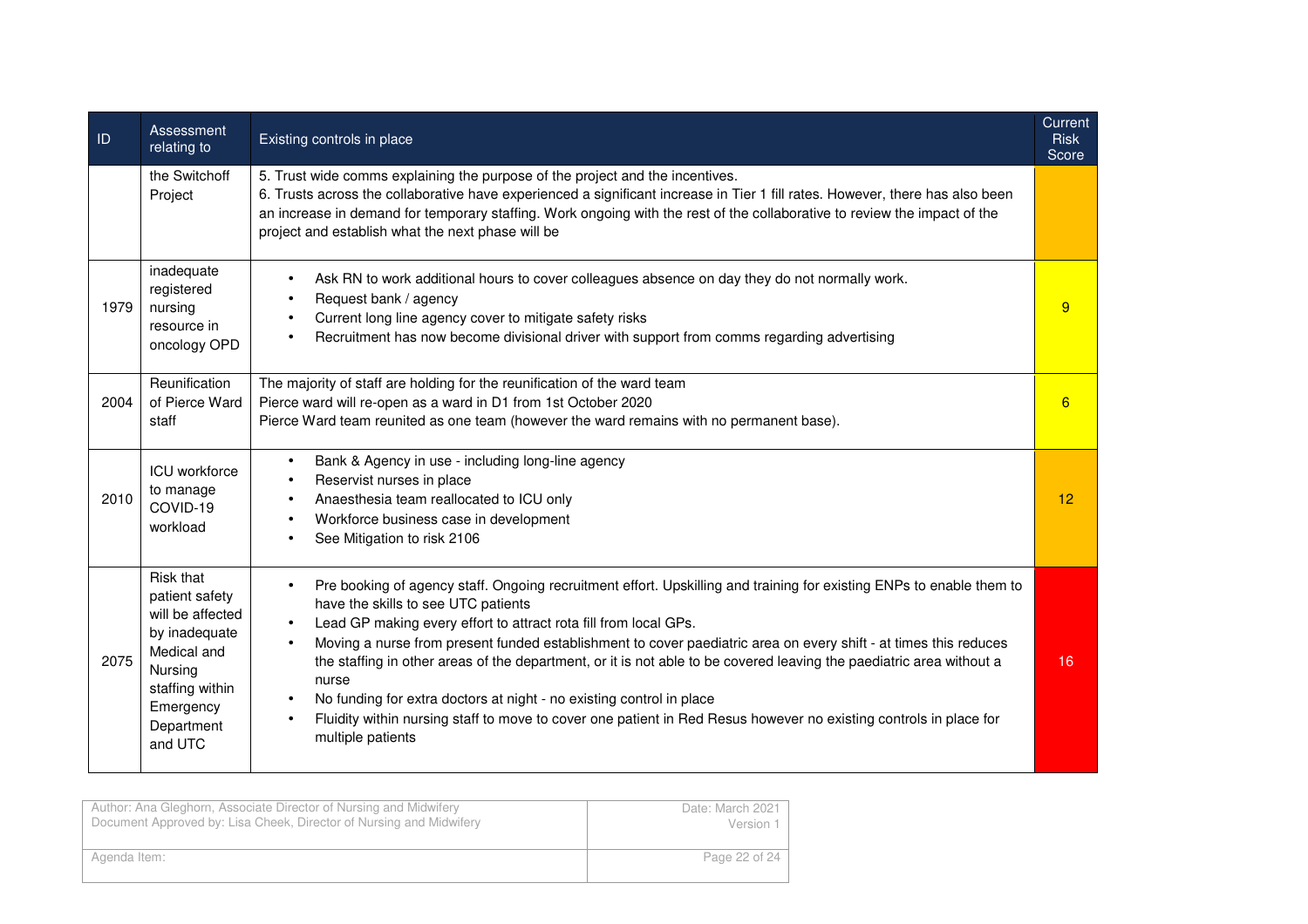| ID | Assessment relating to | Existing controls in place | Current Risk Score |
|---|---|---|---|
| | the Switchoff Project | 5. Trust wide comms explaining the purpose of the project and the incentives.<br>6. Trusts across the collaborative have experienced a significant increase in Tier 1 fill rates. However, there has also been an increase in demand for temporary staffing. Work ongoing with the rest of the collaborative to review the impact of the project and establish what the next phase will be | |
| 1979 | inadequate registered nursing resource in oncology OPD | • Ask RN to work additional hours to cover colleagues absence on day they do not normally work.<br>• Request bank / agency<br>• Current long line agency cover to mitigate safety risks<br>• Recruitment has now become divisional driver with support from comms regarding advertising | 9 |
| 2004 | Reunification of Pierce Ward staff | The majority of staff are holding for the reunification of the ward team<br>Pierce ward will re-open as a ward in D1 from 1st October 2020<br>Pierce Ward team reunited as one team (however the ward remains with no permanent base). | 6 |
| 2010 | ICU workforce to manage COVID-19 workload | • Bank & Agency in use - including long-line agency<br>• Reservist nurses in place<br>• Anaesthesia team reallocated to ICU only<br>• Workforce business case in development<br>• See Mitigation to risk 2106 | 12 |
| 2075 | Risk that patient safety will be affected by inadequate Medical and Nursing staffing within Emergency Department and UTC | • Pre booking of agency staff. Ongoing recruitment effort. Upskilling and training for existing ENPs to enable them to have the skills to see UTC patients<br>• Lead GP making every effort to attract rota fill from local GPs.<br>• Moving a nurse from present funded establishment to cover paediatric area on every shift - at times this reduces the staffing in other areas of the department, or it is not able to be covered leaving the paediatric area without a nurse<br>• No funding for extra doctors at night - no existing control in place<br>• Fluidity within nursing staff to move to cover one patient in Red Resus however no existing controls in place for multiple patients | 16 |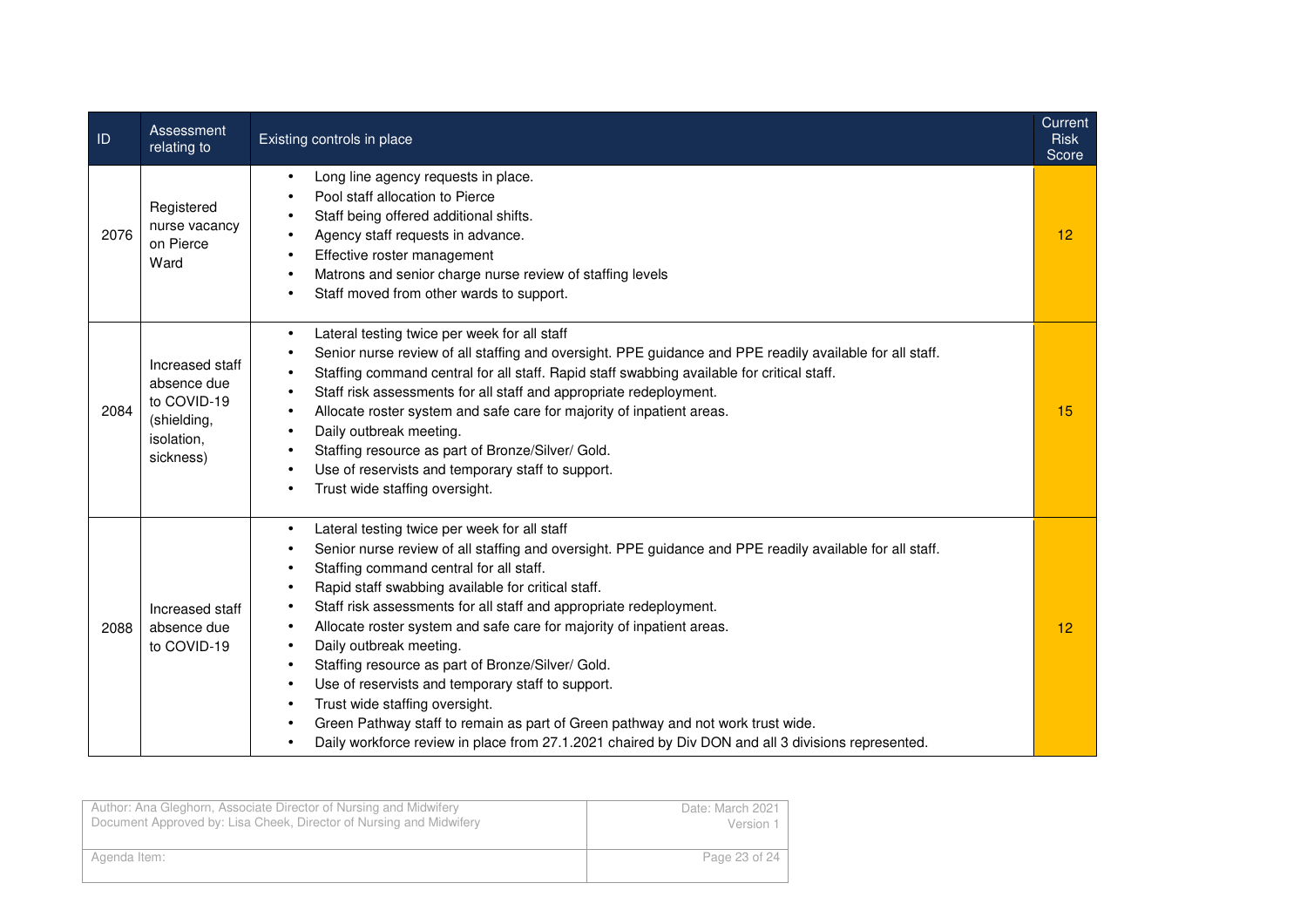| ID | Assessment relating to | Existing controls in place | Current Risk Score |
|---|---|---|---|
| 2076 | Registered nurse vacancy on Pierce Ward | • Long line agency requests in place.<br>• Pool staff allocation to Pierce<br>• Staff being offered additional shifts.<br>• Agency staff requests in advance.<br>• Effective roster management<br>• Matrons and senior charge nurse review of staffing levels<br>• Staff moved from other wards to support. | 12 |
| 2084 | Increased staff absence due to COVID-19 (shielding, isolation, sickness) | • Lateral testing twice per week for all staff<br>• Senior nurse review of all staffing and oversight. PPE guidance and PPE readily available for all staff.<br>• Staffing command central for all staff. Rapid staff swabbing available for critical staff.<br>• Staff risk assessments for all staff and appropriate redeployment.<br>• Allocate roster system and safe care for majority of inpatient areas.<br>• Daily outbreak meeting.<br>• Staffing resource as part of Bronze/Silver/ Gold.<br>• Use of reservists and temporary staff to support.<br>• Trust wide staffing oversight. | 15 |
| 2088 | Increased staff absence due to COVID-19 | • Lateral testing twice per week for all staff<br>• Senior nurse review of all staffing and oversight. PPE guidance and PPE readily available for all staff.<br>• Staffing command central for all staff.<br>• Rapid staff swabbing available for critical staff.<br>• Staff risk assessments for all staff and appropriate redeployment.<br>• Allocate roster system and safe care for majority of inpatient areas.<br>• Daily outbreak meeting.<br>• Staffing resource as part of Bronze/Silver/ Gold.<br>• Use of reservists and temporary staff to support.<br>• Trust wide staffing oversight.<br>• Green Pathway staff to remain as part of Green pathway and not work trust wide.<br>• Daily workforce review in place from 27.1.2021 chaired by Div DON and all 3 divisions represented. | 12 |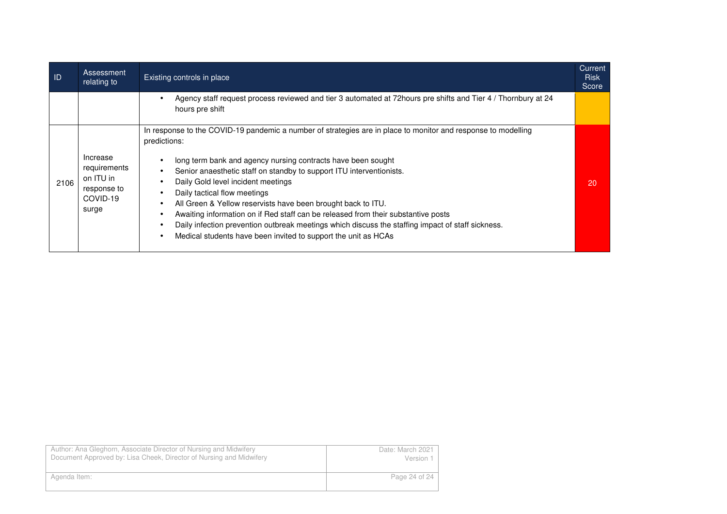| ID | Assessment relating to | Existing controls in place | Current Risk Score |
|---|---|---|---|
| | | • Agency staff request process reviewed and tier 3 automated at 72hours pre shifts and Tier 4 / Thornbury at 24 hours pre shift | |
| 2106 | Increase requirements on ITU in response to COVID-19 surge | In response to the COVID-19 pandemic a number of strategies are in place to monitor and response to modelling predictions:<br>• long term bank and agency nursing contracts have been sought<br>• Senior anaesthetic staff on standby to support ITU interventionists.<br>• Daily Gold level incident meetings<br>• Daily tactical flow meetings<br>• All Green & Yellow reservists have been brought back to ITU.<br>• Awaiting information on if Red staff can be released from their substantive posts<br>• Daily infection prevention outbreak meetings which discuss the staffing impact of staff sickness.<br>• Medical students have been invited to support the unit as HCAs | 20 |

| | |
|---|---|
| Author: Ana Gleghorn, Associate Director of Nursing and Midwifery<br>Document Approved by: Lisa Cheek, Director of Nursing and Midwifery | Date: March 2021<br>Version 1 |
| Agenda Item: | |